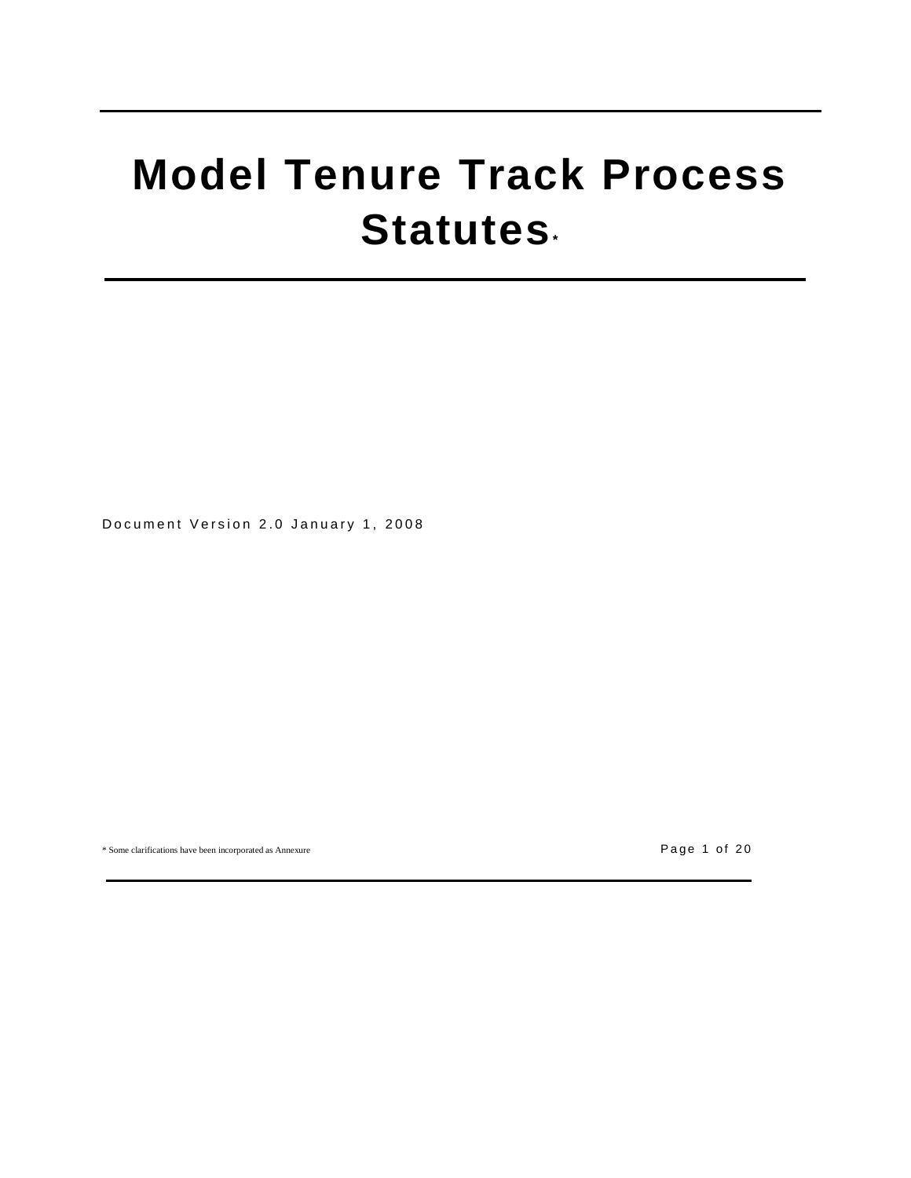# Model Tenure Track Process Statutes*

Document Version 2.0 January 1, 2008

* Some clarifications have been incorporated as Annexure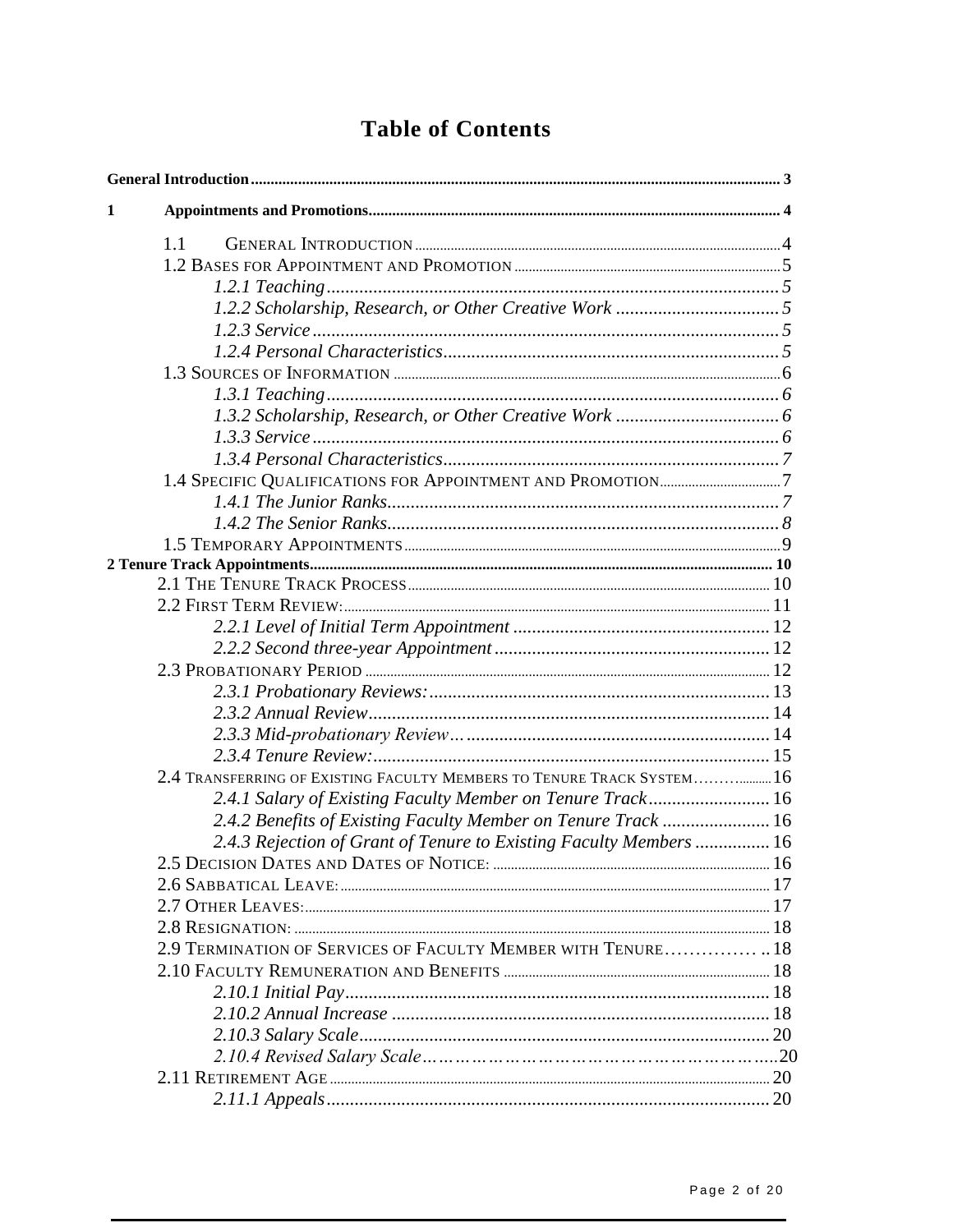# Table of Contents

**General Introduction** 3

**1 Appointments and Promotions** 4

- 1.1 General Introduction 4
- 1.2 Bases for Appointment and Promotion 5
  - *1.2.1 Teaching* 5
  - *1.2.2 Scholarship, Research, or Other Creative Work* 5
  - *1.2.3 Service* 5
  - *1.2.4 Personal Characteristics* 5
- 1.3 Sources of Information 6
  - *1.3.1 Teaching* 6
  - *1.3.2 Scholarship, Research, or Other Creative Work* 6
  - *1.3.3 Service* 6
  - *1.3.4 Personal Characteristics* 7
- 1.4 Specific Qualifications for Appointment and Promotion 7
  - *1.4.1 The Junior Ranks* 7
  - *1.4.2 The Senior Ranks* 8
- 1.5 Temporary Appointments 9

**2 Tenure Track Appointments** 10

- 2.1 The Tenure Track Process 10
- 2.2 First Term Review: 11
  - *2.2.1 Level of Initial Term Appointment* 12
  - *2.2.2 Second three-year Appointment* 12
- 2.3 Probationary Period 12
  - *2.3.1 Probationary Reviews:* 13
  - *2.3.2 Annual Review* 14
  - *2.3.3 Mid-probationary Review* 14
  - *2.3.4 Tenure Review:* 15
- 2.4 Transferring of Existing Faculty Members to Tenure Track System 16
  - *2.4.1 Salary of Existing Faculty Member on Tenure Track* 16
  - *2.4.2 Benefits of Existing Faculty Member on Tenure Track* 16
  - *2.4.3 Rejection of Grant of Tenure to Existing Faculty Members* 16
- 2.5 Decision Dates and Dates of Notice: 16
- 2.6 Sabbatical Leave: 17
- 2.7 Other Leaves: 17
- 2.8 Resignation: 18
- 2.9 Termination of Services of Faculty Member with Tenure 18
- 2.10 Faculty Remuneration and Benefits 18
  - *2.10.1 Initial Pay* 18
  - *2.10.2 Annual Increase* 18
  - *2.10.3 Salary Scale* 20
  - *2.10.4 Revised Salary Scale* 20
- 2.11 Retirement Age 20
  - *2.11.1 Appeals* 20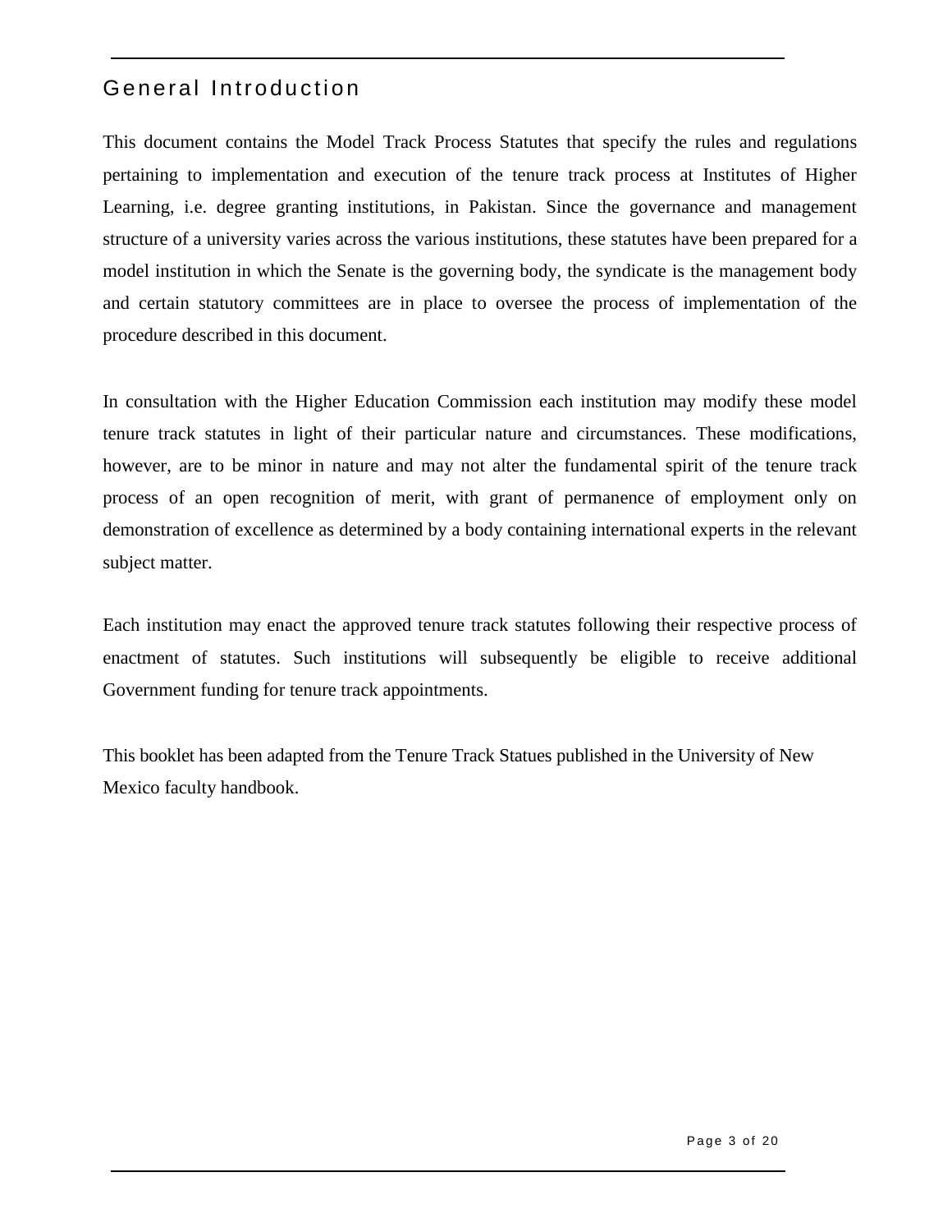## General Introduction

This document contains the Model Track Process Statutes that specify the rules and regulations pertaining to implementation and execution of the tenure track process at Institutes of Higher Learning, i.e. degree granting institutions, in Pakistan. Since the governance and management structure of a university varies across the various institutions, these statutes have been prepared for a model institution in which the Senate is the governing body, the syndicate is the management body and certain statutory committees are in place to oversee the process of implementation of the procedure described in this document.

In consultation with the Higher Education Commission each institution may modify these model tenure track statutes in light of their particular nature and circumstances. These modifications, however, are to be minor in nature and may not alter the fundamental spirit of the tenure track process of an open recognition of merit, with grant of permanence of employment only on demonstration of excellence as determined by a body containing international experts in the relevant subject matter.

Each institution may enact the approved tenure track statutes following their respective process of enactment of statutes. Such institutions will subsequently be eligible to receive additional Government funding for tenure track appointments.

This booklet has been adapted from the Tenure Track Statues published in the University of New Mexico faculty handbook.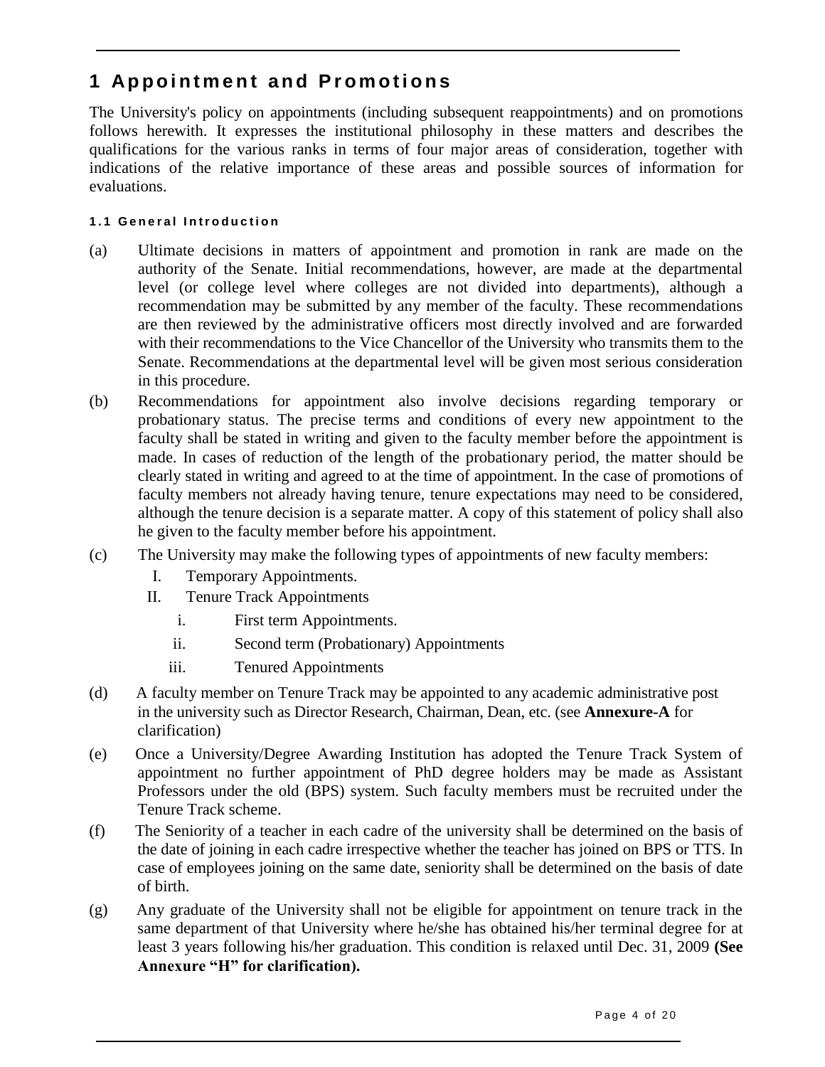# 1 Appointment and Promotions

The University's policy on appointments (including subsequent reappointments) and on promotions follows herewith. It expresses the institutional philosophy in these matters and describes the qualifications for the various ranks in terms of four major areas of consideration, together with indications of the relative importance of these areas and possible sources of information for evaluations.

#### 1.1 General Introduction

(a) Ultimate decisions in matters of appointment and promotion in rank are made on the authority of the Senate. Initial recommendations, however, are made at the departmental level (or college level where colleges are not divided into departments), although a recommendation may be submitted by any member of the faculty. These recommendations are then reviewed by the administrative officers most directly involved and are forwarded with their recommendations to the Vice Chancellor of the University who transmits them to the Senate. Recommendations at the departmental level will be given most serious consideration in this procedure.

(b) Recommendations for appointment also involve decisions regarding temporary or probationary status. The precise terms and conditions of every new appointment to the faculty shall be stated in writing and given to the faculty member before the appointment is made. In cases of reduction of the length of the probationary period, the matter should be clearly stated in writing and agreed to at the time of appointment. In the case of promotions of faculty members not already having tenure, tenure expectations may need to be considered, although the tenure decision is a separate matter. A copy of this statement of policy shall also he given to the faculty member before his appointment.

(c) The University may make the following types of appointments of new faculty members:

   I. Temporary Appointments.
   II. Tenure Track Appointments
      i. First term Appointments.
      ii. Second term (Probationary) Appointments
      iii. Tenured Appointments

(d) A faculty member on Tenure Track may be appointed to any academic administrative post in the university such as Director Research, Chairman, Dean, etc. (see **Annexure-A** for clarification)

(e) Once a University/Degree Awarding Institution has adopted the Tenure Track System of appointment no further appointment of PhD degree holders may be made as Assistant Professors under the old (BPS) system. Such faculty members must be recruited under the Tenure Track scheme.

(f) The Seniority of a teacher in each cadre of the university shall be determined on the basis of the date of joining in each cadre irrespective whether the teacher has joined on BPS or TTS. In case of employees joining on the same date, seniority shall be determined on the basis of date of birth.

(g) Any graduate of the University shall not be eligible for appointment on tenure track in the same department of that University where he/she has obtained his/her terminal degree for at least 3 years following his/her graduation. This condition is relaxed until Dec. 31, 2009 **(See Annexure "H" for clarification).**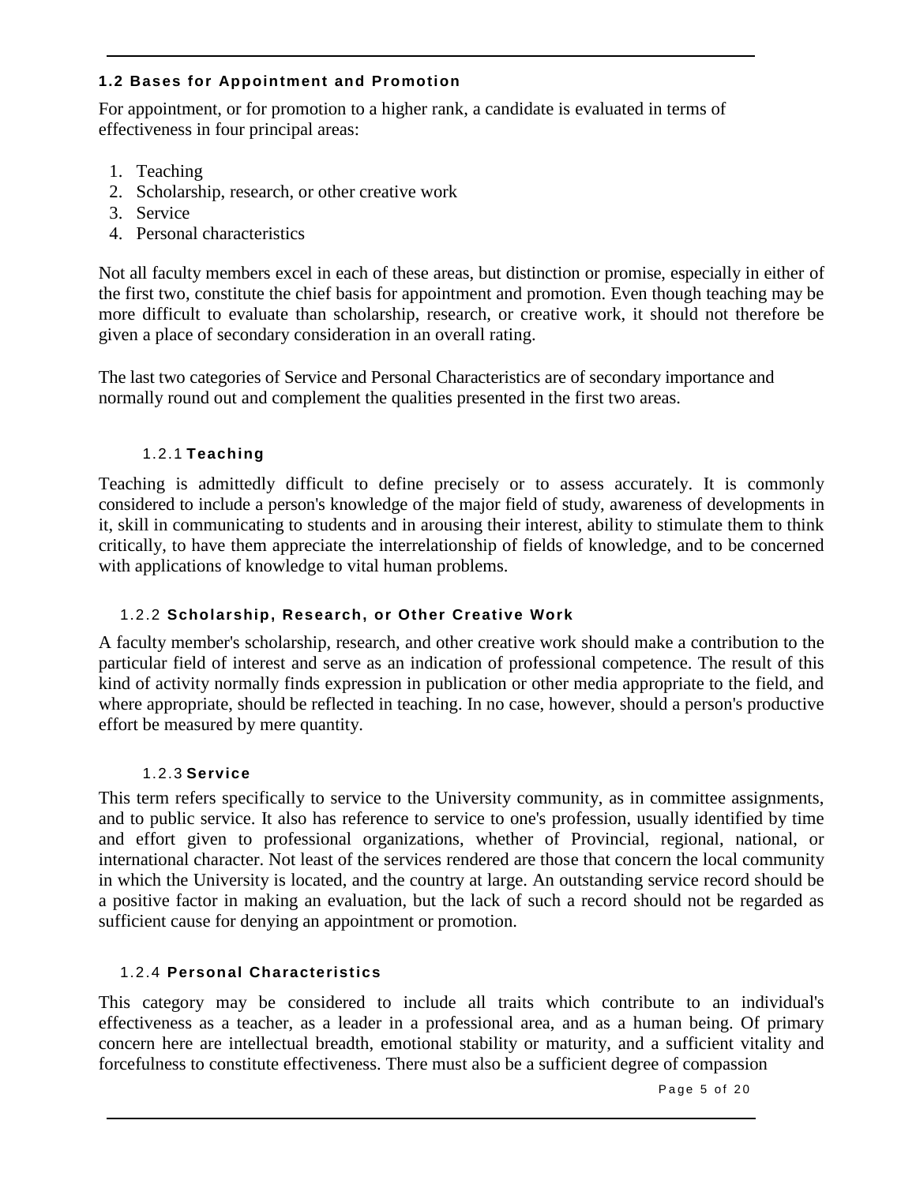## 1.2 Bases for Appointment and Promotion

For appointment, or for promotion to a higher rank, a candidate is evaluated in terms of effectiveness in four principal areas:

1. Teaching
2. Scholarship, research, or other creative work
3. Service
4. Personal characteristics

Not all faculty members excel in each of these areas, but distinction or promise, especially in either of the first two, constitute the chief basis for appointment and promotion. Even though teaching may be more difficult to evaluate than scholarship, research, or creative work, it should not therefore be given a place of secondary consideration in an overall rating.

The last two categories of Service and Personal Characteristics are of secondary importance and normally round out and complement the qualities presented in the first two areas.

### 1.2.1 Teaching

Teaching is admittedly difficult to define precisely or to assess accurately. It is commonly considered to include a person's knowledge of the major field of study, awareness of developments in it, skill in communicating to students and in arousing their interest, ability to stimulate them to think critically, to have them appreciate the interrelationship of fields of knowledge, and to be concerned with applications of knowledge to vital human problems.

### 1.2.2 Scholarship, Research, or Other Creative Work

A faculty member's scholarship, research, and other creative work should make a contribution to the particular field of interest and serve as an indication of professional competence. The result of this kind of activity normally finds expression in publication or other media appropriate to the field, and where appropriate, should be reflected in teaching. In no case, however, should a person's productive effort be measured by mere quantity.

### 1.2.3 Service

This term refers specifically to service to the University community, as in committee assignments, and to public service. It also has reference to service to one's profession, usually identified by time and effort given to professional organizations, whether of Provincial, regional, national, or international character. Not least of the services rendered are those that concern the local community in which the University is located, and the country at large. An outstanding service record should be a positive factor in making an evaluation, but the lack of such a record should not be regarded as sufficient cause for denying an appointment or promotion.

### 1.2.4 Personal Characteristics

This category may be considered to include all traits which contribute to an individual's effectiveness as a teacher, as a leader in a professional area, and as a human being. Of primary concern here are intellectual breadth, emotional stability or maturity, and a sufficient vitality and forcefulness to constitute effectiveness. There must also be a sufficient degree of compassion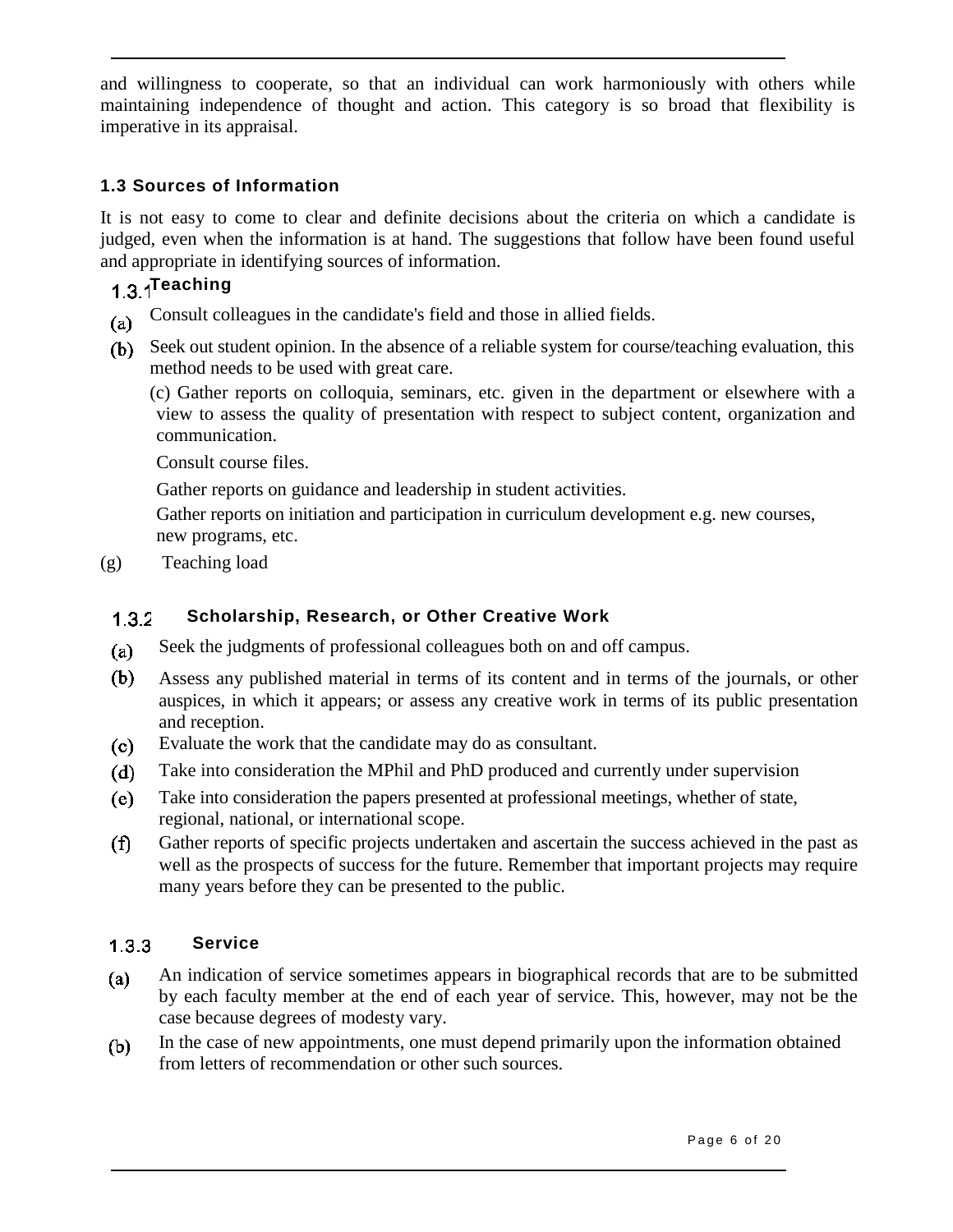and willingness to cooperate, so that an individual can work harmoniously with others while maintaining independence of thought and action. This category is so broad that flexibility is imperative in its appraisal.

### 1.3 Sources of Information

It is not easy to come to clear and definite decisions about the criteria on which a candidate is judged, even when the information is at hand. The suggestions that follow have been found useful and appropriate in identifying sources of information.

#### 1.3.1 Teaching

(a) Consult colleagues in the candidate's field and those in allied fields.

(b) Seek out student opinion. In the absence of a reliable system for course/teaching evaluation, this method needs to be used with great care.

(c) Gather reports on colloquia, seminars, etc. given in the department or elsewhere with a view to assess the quality of presentation with respect to subject content, organization and communication.

Consult course files.

Gather reports on guidance and leadership in student activities.

Gather reports on initiation and participation in curriculum development e.g. new courses, new programs, etc.

(g) Teaching load

#### 1.3.2 Scholarship, Research, or Other Creative Work

(a) Seek the judgments of professional colleagues both on and off campus.

(b) Assess any published material in terms of its content and in terms of the journals, or other auspices, in which it appears; or assess any creative work in terms of its public presentation and reception.

(c) Evaluate the work that the candidate may do as consultant.

(d) Take into consideration the MPhil and PhD produced and currently under supervision

(e) Take into consideration the papers presented at professional meetings, whether of state, regional, national, or international scope.

(f) Gather reports of specific projects undertaken and ascertain the success achieved in the past as well as the prospects of success for the future. Remember that important projects may require many years before they can be presented to the public.

#### 1.3.3 Service

(a) An indication of service sometimes appears in biographical records that are to be submitted by each faculty member at the end of each year of service. This, however, may not be the case because degrees of modesty vary.

(b) In the case of new appointments, one must depend primarily upon the information obtained from letters of recommendation or other such sources.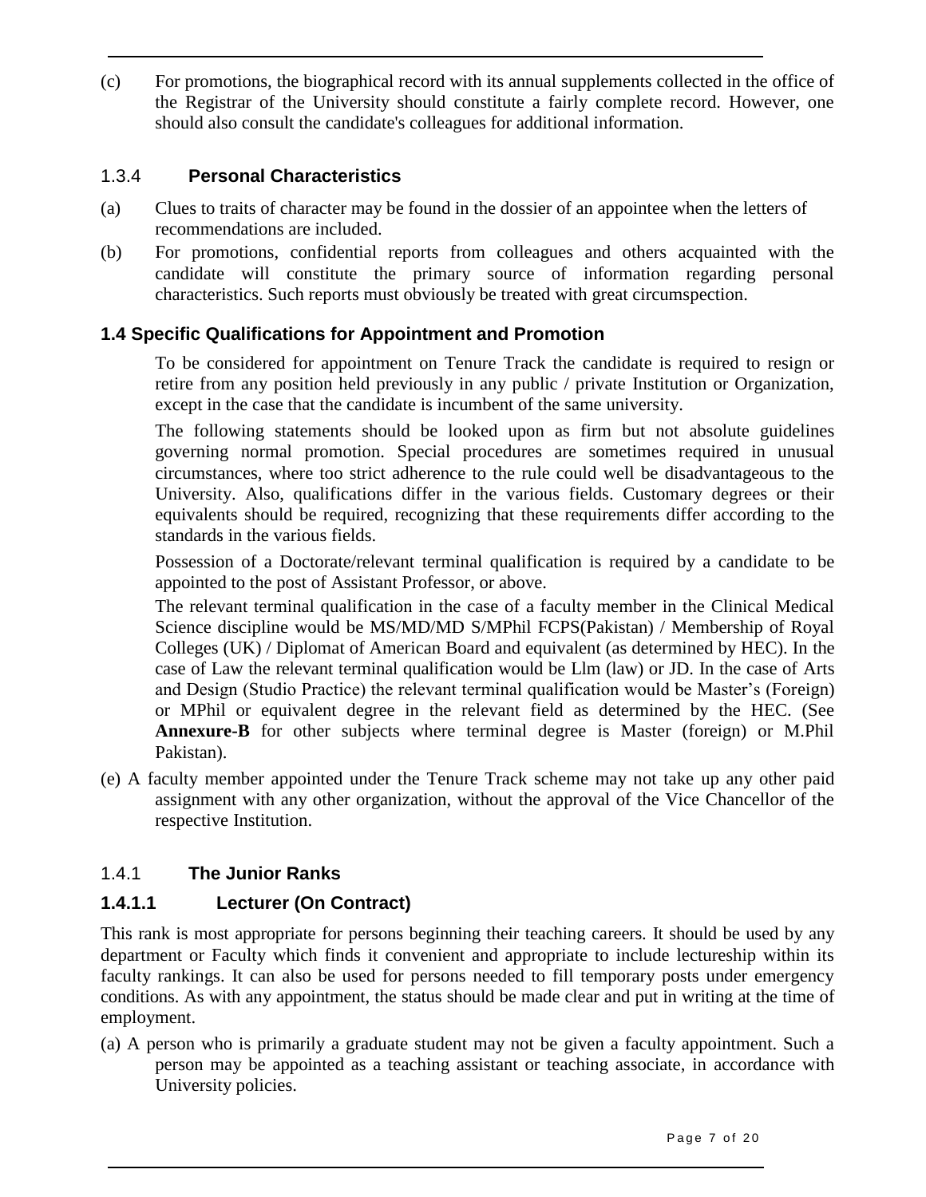(c) For promotions, the biographical record with its annual supplements collected in the office of the Registrar of the University should constitute a fairly complete record. However, one should also consult the candidate's colleagues for additional information.

### 1.3.4 **Personal Characteristics**

(a) Clues to traits of character may be found in the dossier of an appointee when the letters of recommendations are included.

(b) For promotions, confidential reports from colleagues and others acquainted with the candidate will constitute the primary source of information regarding personal characteristics. Such reports must obviously be treated with great circumspection.

## 1.4 Specific Qualifications for Appointment and Promotion

To be considered for appointment on Tenure Track the candidate is required to resign or retire from any position held previously in any public / private Institution or Organization, except in the case that the candidate is incumbent of the same university.

The following statements should be looked upon as firm but not absolute guidelines governing normal promotion. Special procedures are sometimes required in unusual circumstances, where too strict adherence to the rule could well be disadvantageous to the University. Also, qualifications differ in the various fields. Customary degrees or their equivalents should be required, recognizing that these requirements differ according to the standards in the various fields.

Possession of a Doctorate/relevant terminal qualification is required by a candidate to be appointed to the post of Assistant Professor, or above.

The relevant terminal qualification in the case of a faculty member in the Clinical Medical Science discipline would be MS/MD/MD S/MPhil FCPS(Pakistan) / Membership of Royal Colleges (UK) / Diplomat of American Board and equivalent (as determined by HEC). In the case of Law the relevant terminal qualification would be Llm (law) or JD. In the case of Arts and Design (Studio Practice) the relevant terminal qualification would be Master's (Foreign) or MPhil or equivalent degree in the relevant field as determined by the HEC. (See **Annexure-B** for other subjects where terminal degree is Master (foreign) or M.Phil Pakistan).

(e) A faculty member appointed under the Tenure Track scheme may not take up any other paid assignment with any other organization, without the approval of the Vice Chancellor of the respective Institution.

### 1.4.1 **The Junior Ranks**

#### 1.4.1.1 Lecturer (On Contract)

This rank is most appropriate for persons beginning their teaching careers. It should be used by any department or Faculty which finds it convenient and appropriate to include lectureship within its faculty rankings. It can also be used for persons needed to fill temporary posts under emergency conditions. As with any appointment, the status should be made clear and put in writing at the time of employment.

(a) A person who is primarily a graduate student may not be given a faculty appointment. Such a person may be appointed as a teaching assistant or teaching associate, in accordance with University policies.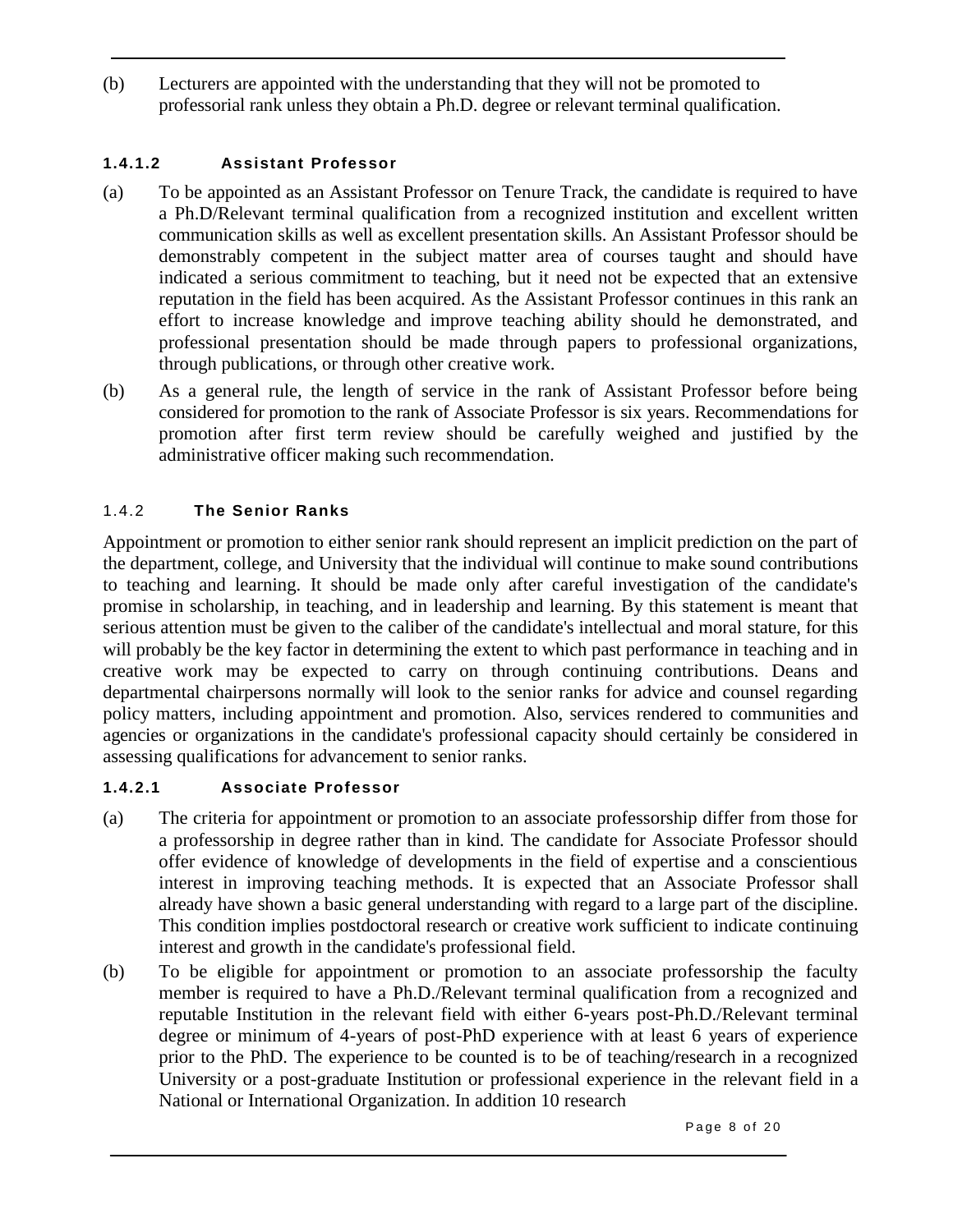(b) Lecturers are appointed with the understanding that they will not be promoted to professorial rank unless they obtain a Ph.D. degree or relevant terminal qualification.

#### 1.4.1.2 Assistant Professor

(a) To be appointed as an Assistant Professor on Tenure Track, the candidate is required to have a Ph.D/Relevant terminal qualification from a recognized institution and excellent written communication skills as well as excellent presentation skills. An Assistant Professor should be demonstrably competent in the subject matter area of courses taught and should have indicated a serious commitment to teaching, but it need not be expected that an extensive reputation in the field has been acquired. As the Assistant Professor continues in this rank an effort to increase knowledge and improve teaching ability should he demonstrated, and professional presentation should be made through papers to professional organizations, through publications, or through other creative work.

(b) As a general rule, the length of service in the rank of Assistant Professor before being considered for promotion to the rank of Associate Professor is six years. Recommendations for promotion after first term review should be carefully weighed and justified by the administrative officer making such recommendation.

### 1.4.2 The Senior Ranks

Appointment or promotion to either senior rank should represent an implicit prediction on the part of the department, college, and University that the individual will continue to make sound contributions to teaching and learning. It should be made only after careful investigation of the candidate's promise in scholarship, in teaching, and in leadership and learning. By this statement is meant that serious attention must be given to the caliber of the candidate's intellectual and moral stature, for this will probably be the key factor in determining the extent to which past performance in teaching and in creative work may be expected to carry on through continuing contributions. Deans and departmental chairpersons normally will look to the senior ranks for advice and counsel regarding policy matters, including appointment and promotion. Also, services rendered to communities and agencies or organizations in the candidate's professional capacity should certainly be considered in assessing qualifications for advancement to senior ranks.

#### 1.4.2.1 Associate Professor

(a) The criteria for appointment or promotion to an associate professorship differ from those for a professorship in degree rather than in kind. The candidate for Associate Professor should offer evidence of knowledge of developments in the field of expertise and a conscientious interest in improving teaching methods. It is expected that an Associate Professor shall already have shown a basic general understanding with regard to a large part of the discipline. This condition implies postdoctoral research or creative work sufficient to indicate continuing interest and growth in the candidate's professional field.

(b) To be eligible for appointment or promotion to an associate professorship the faculty member is required to have a Ph.D./Relevant terminal qualification from a recognized and reputable Institution in the relevant field with either 6-years post-Ph.D./Relevant terminal degree or minimum of 4-years of post-PhD experience with at least 6 years of experience prior to the PhD. The experience to be counted is to be of teaching/research in a recognized University or a post-graduate Institution or professional experience in the relevant field in a National or International Organization. In addition 10 research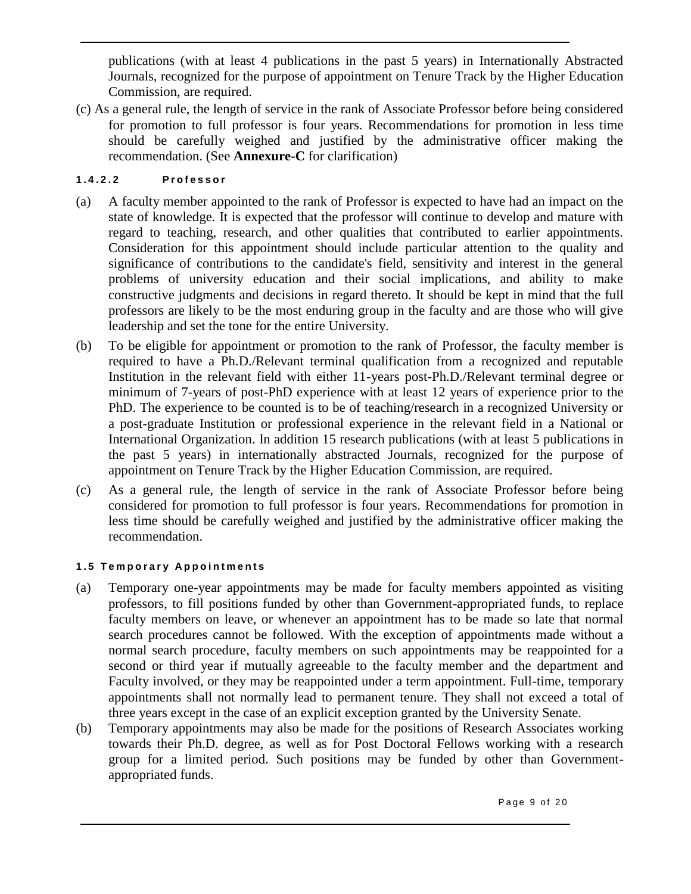publications (with at least 4 publications in the past 5 years) in Internationally Abstracted Journals, recognized for the purpose of appointment on Tenure Track by the Higher Education Commission, are required.

(c) As a general rule, the length of service in the rank of Associate Professor before being considered for promotion to full professor is four years. Recommendations for promotion in less time should be carefully weighed and justified by the administrative officer making the recommendation. (See **Annexure-C** for clarification)

#### 1.4.2.2 Professor

(a) A faculty member appointed to the rank of Professor is expected to have had an impact on the state of knowledge. It is expected that the professor will continue to develop and mature with regard to teaching, research, and other qualities that contributed to earlier appointments. Consideration for this appointment should include particular attention to the quality and significance of contributions to the candidate's field, sensitivity and interest in the general problems of university education and their social implications, and ability to make constructive judgments and decisions in regard thereto. It should be kept in mind that the full professors are likely to be the most enduring group in the faculty and are those who will give leadership and set the tone for the entire University.

(b) To be eligible for appointment or promotion to the rank of Professor, the faculty member is required to have a Ph.D./Relevant terminal qualification from a recognized and reputable Institution in the relevant field with either 11-years post-Ph.D./Relevant terminal degree or minimum of 7-years of post-PhD experience with at least 12 years of experience prior to the PhD. The experience to be counted is to be of teaching/research in a recognized University or a post-graduate Institution or professional experience in the relevant field in a National or International Organization. In addition 15 research publications (with at least 5 publications in the past 5 years) in internationally abstracted Journals, recognized for the purpose of appointment on Tenure Track by the Higher Education Commission, are required.

(c) As a general rule, the length of service in the rank of Associate Professor before being considered for promotion to full professor is four years. Recommendations for promotion in less time should be carefully weighed and justified by the administrative officer making the recommendation.

### 1.5 Temporary Appointments

(a) Temporary one-year appointments may be made for faculty members appointed as visiting professors, to fill positions funded by other than Government-appropriated funds, to replace faculty members on leave, or whenever an appointment has to be made so late that normal search procedures cannot be followed. With the exception of appointments made without a normal search procedure, faculty members on such appointments may be reappointed for a second or third year if mutually agreeable to the faculty member and the department and Faculty involved, or they may be reappointed under a term appointment. Full-time, temporary appointments shall not normally lead to permanent tenure. They shall not exceed a total of three years except in the case of an explicit exception granted by the University Senate.

(b) Temporary appointments may also be made for the positions of Research Associates working towards their Ph.D. degree, as well as for Post Doctoral Fellows working with a research group for a limited period. Such positions may be funded by other than Government-appropriated funds.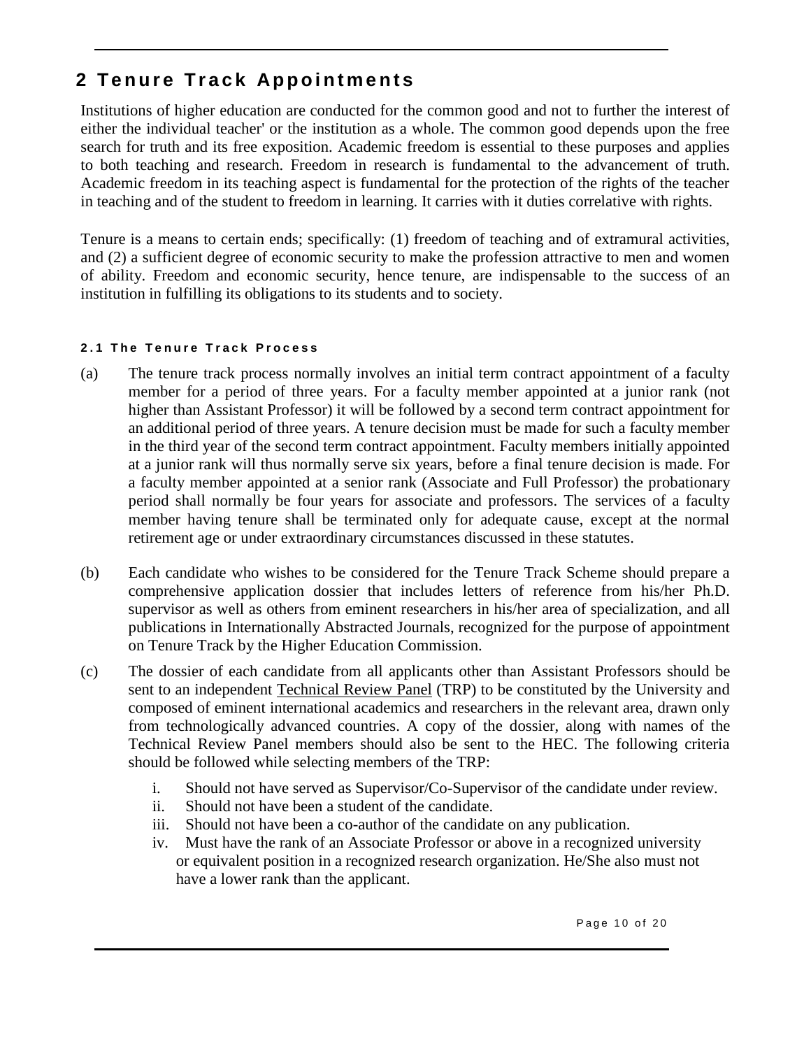## 2 Tenure Track Appointments

Institutions of higher education are conducted for the common good and not to further the interest of either the individual teacher' or the institution as a whole. The common good depends upon the free search for truth and its free exposition. Academic freedom is essential to these purposes and applies to both teaching and research. Freedom in research is fundamental to the advancement of truth. Academic freedom in its teaching aspect is fundamental for the protection of the rights of the teacher in teaching and of the student to freedom in learning. It carries with it duties correlative with rights.

Tenure is a means to certain ends; specifically: (1) freedom of teaching and of extramural activities, and (2) a sufficient degree of economic security to make the profession attractive to men and women of ability. Freedom and economic security, hence tenure, are indispensable to the success of an institution in fulfilling its obligations to its students and to society.

#### 2.1 The Tenure Track Process

(a) The tenure track process normally involves an initial term contract appointment of a faculty member for a period of three years. For a faculty member appointed at a junior rank (not higher than Assistant Professor) it will be followed by a second term contract appointment for an additional period of three years. A tenure decision must be made for such a faculty member in the third year of the second term contract appointment. Faculty members initially appointed at a junior rank will thus normally serve six years, before a final tenure decision is made. For a faculty member appointed at a senior rank (Associate and Full Professor) the probationary period shall normally be four years for associate and professors. The services of a faculty member having tenure shall be terminated only for adequate cause, except at the normal retirement age or under extraordinary circumstances discussed in these statutes.

(b) Each candidate who wishes to be considered for the Tenure Track Scheme should prepare a comprehensive application dossier that includes letters of reference from his/her Ph.D. supervisor as well as others from eminent researchers in his/her area of specialization, and all publications in Internationally Abstracted Journals, recognized for the purpose of appointment on Tenure Track by the Higher Education Commission.

(c) The dossier of each candidate from all applicants other than Assistant Professors should be sent to an independent Technical Review Panel (TRP) to be constituted by the University and composed of eminent international academics and researchers in the relevant area, drawn only from technologically advanced countries. A copy of the dossier, along with names of the Technical Review Panel members should also be sent to the HEC. The following criteria should be followed while selecting members of the TRP:

   i. Should not have served as Supervisor/Co-Supervisor of the candidate under review.
   ii. Should not have been a student of the candidate.
   iii. Should not have been a co-author of the candidate on any publication.
   iv. Must have the rank of an Associate Professor or above in a recognized university or equivalent position in a recognized research organization. He/She also must not have a lower rank than the applicant.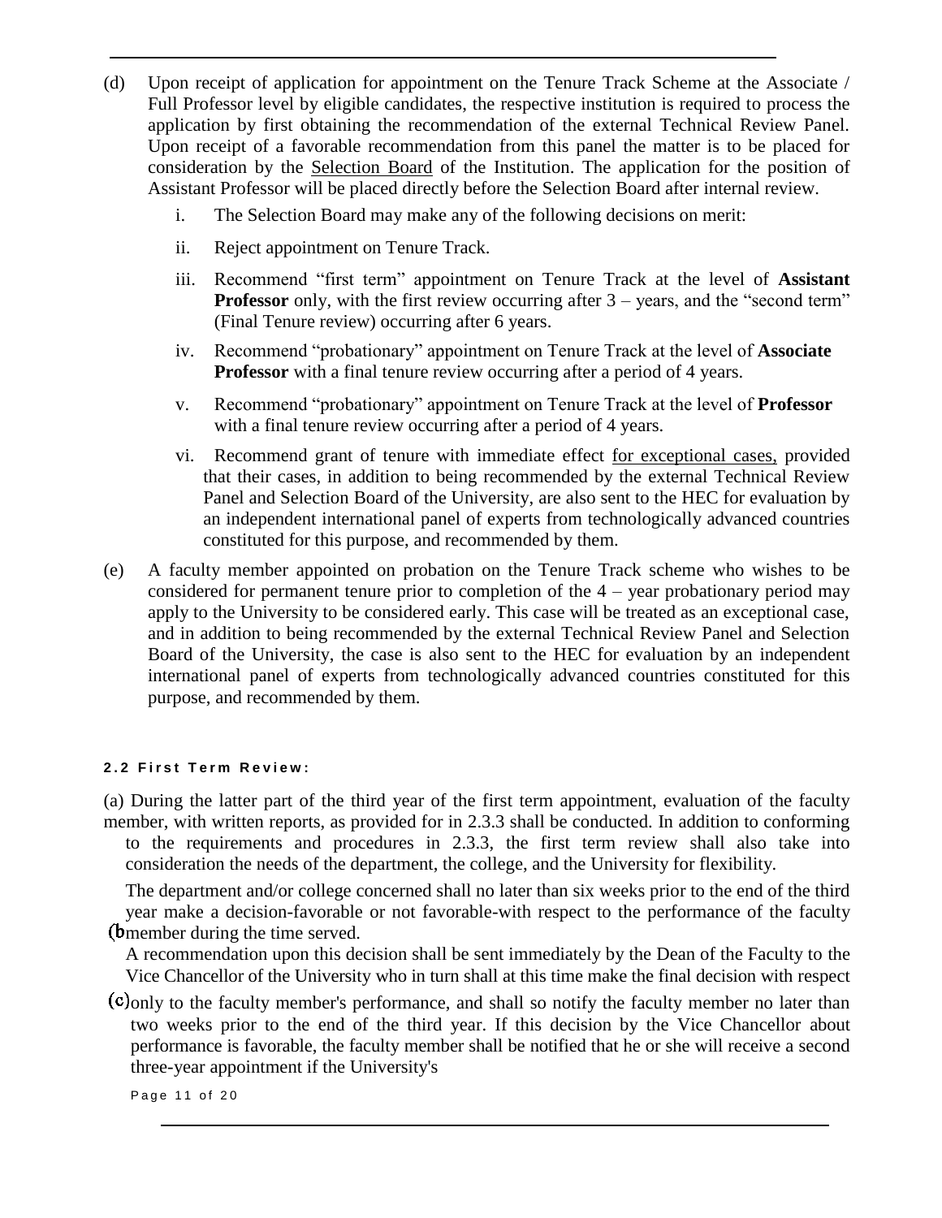(d) Upon receipt of application for appointment on the Tenure Track Scheme at the Associate / Full Professor level by eligible candidates, the respective institution is required to process the application by first obtaining the recommendation of the external Technical Review Panel. Upon receipt of a favorable recommendation from this panel the matter is to be placed for consideration by the Selection Board of the Institution. The application for the position of Assistant Professor will be placed directly before the Selection Board after internal review.

   i. The Selection Board may make any of the following decisions on merit:

   ii. Reject appointment on Tenure Track.

   iii. Recommend "first term" appointment on Tenure Track at the level of **Assistant Professor** only, with the first review occurring after 3 – years, and the "second term" (Final Tenure review) occurring after 6 years.

   iv. Recommend "probationary" appointment on Tenure Track at the level of **Associate Professor** with a final tenure review occurring after a period of 4 years.

   v. Recommend "probationary" appointment on Tenure Track at the level of **Professor** with a final tenure review occurring after a period of 4 years.

   vi. Recommend grant of tenure with immediate effect for exceptional cases, provided that their cases, in addition to being recommended by the external Technical Review Panel and Selection Board of the University, are also sent to the HEC for evaluation by an independent international panel of experts from technologically advanced countries constituted for this purpose, and recommended by them.

(e) A faculty member appointed on probation on the Tenure Track scheme who wishes to be considered for permanent tenure prior to completion of the 4 – year probationary period may apply to the University to be considered early. This case will be treated as an exceptional case, and in addition to being recommended by the external Technical Review Panel and Selection Board of the University, the case is also sent to the HEC for evaluation by an independent international panel of experts from technologically advanced countries constituted for this purpose, and recommended by them.

#### 2.2 First Term Review:

(a) During the latter part of the third year of the first term appointment, evaluation of the faculty member, with written reports, as provided for in 2.3.3 shall be conducted. In addition to conforming to the requirements and procedures in 2.3.3, the first term review shall also take into consideration the needs of the department, the college, and the University for flexibility.

(b) The department and/or college concerned shall no later than six weeks prior to the end of the third year make a decision-favorable or not favorable-with respect to the performance of the faculty member during the time served.

(c) A recommendation upon this decision shall be sent immediately by the Dean of the Faculty to the Vice Chancellor of the University who in turn shall at this time make the final decision with respect only to the faculty member's performance, and shall so notify the faculty member no later than two weeks prior to the end of the third year. If this decision by the Vice Chancellor about performance is favorable, the faculty member shall be notified that he or she will receive a second three-year appointment if the University's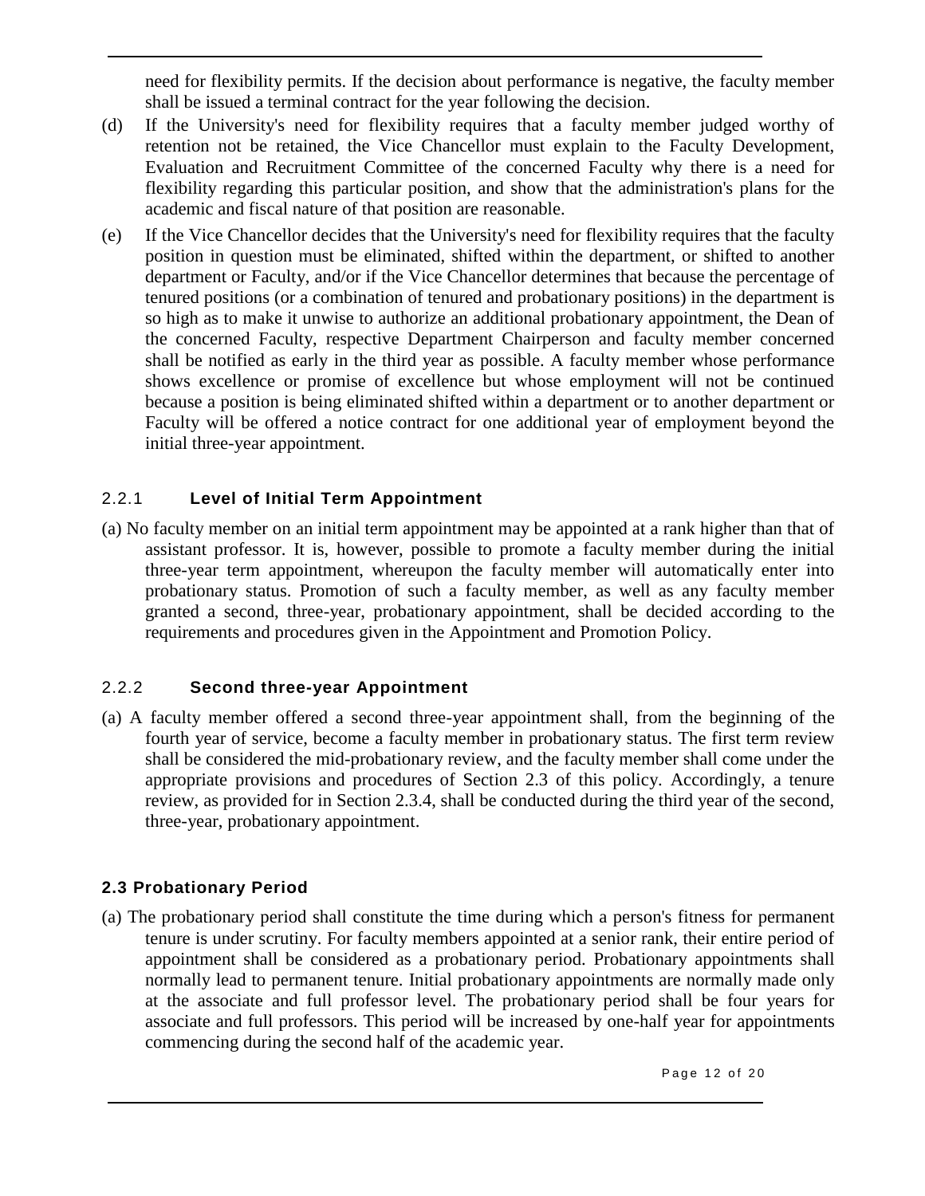need for flexibility permits. If the decision about performance is negative, the faculty member shall be issued a terminal contract for the year following the decision.

(d) If the University's need for flexibility requires that a faculty member judged worthy of retention not be retained, the Vice Chancellor must explain to the Faculty Development, Evaluation and Recruitment Committee of the concerned Faculty why there is a need for flexibility regarding this particular position, and show that the administration's plans for the academic and fiscal nature of that position are reasonable.

(e) If the Vice Chancellor decides that the University's need for flexibility requires that the faculty position in question must be eliminated, shifted within the department, or shifted to another department or Faculty, and/or if the Vice Chancellor determines that because the percentage of tenured positions (or a combination of tenured and probationary positions) in the department is so high as to make it unwise to authorize an additional probationary appointment, the Dean of the concerned Faculty, respective Department Chairperson and faculty member concerned shall be notified as early in the third year as possible. A faculty member whose performance shows excellence or promise of excellence but whose employment will not be continued because a position is being eliminated shifted within a department or to another department or Faculty will be offered a notice contract for one additional year of employment beyond the initial three-year appointment.

### 2.2.1 **Level of Initial Term Appointment**

(a) No faculty member on an initial term appointment may be appointed at a rank higher than that of assistant professor. It is, however, possible to promote a faculty member during the initial three-year term appointment, whereupon the faculty member will automatically enter into probationary status. Promotion of such a faculty member, as well as any faculty member granted a second, three-year, probationary appointment, shall be decided according to the requirements and procedures given in the Appointment and Promotion Policy.

### 2.2.2 **Second three-year Appointment**

(a) A faculty member offered a second three-year appointment shall, from the beginning of the fourth year of service, become a faculty member in probationary status. The first term review shall be considered the mid-probationary review, and the faculty member shall come under the appropriate provisions and procedures of Section 2.3 of this policy. Accordingly, a tenure review, as provided for in Section 2.3.4, shall be conducted during the third year of the second, three-year, probationary appointment.

## **2.3 Probationary Period**

(a) The probationary period shall constitute the time during which a person's fitness for permanent tenure is under scrutiny. For faculty members appointed at a senior rank, their entire period of appointment shall be considered as a probationary period. Probationary appointments shall normally lead to permanent tenure. Initial probationary appointments are normally made only at the associate and full professor level. The probationary period shall be four years for associate and full professors. This period will be increased by one-half year for appointments commencing during the second half of the academic year.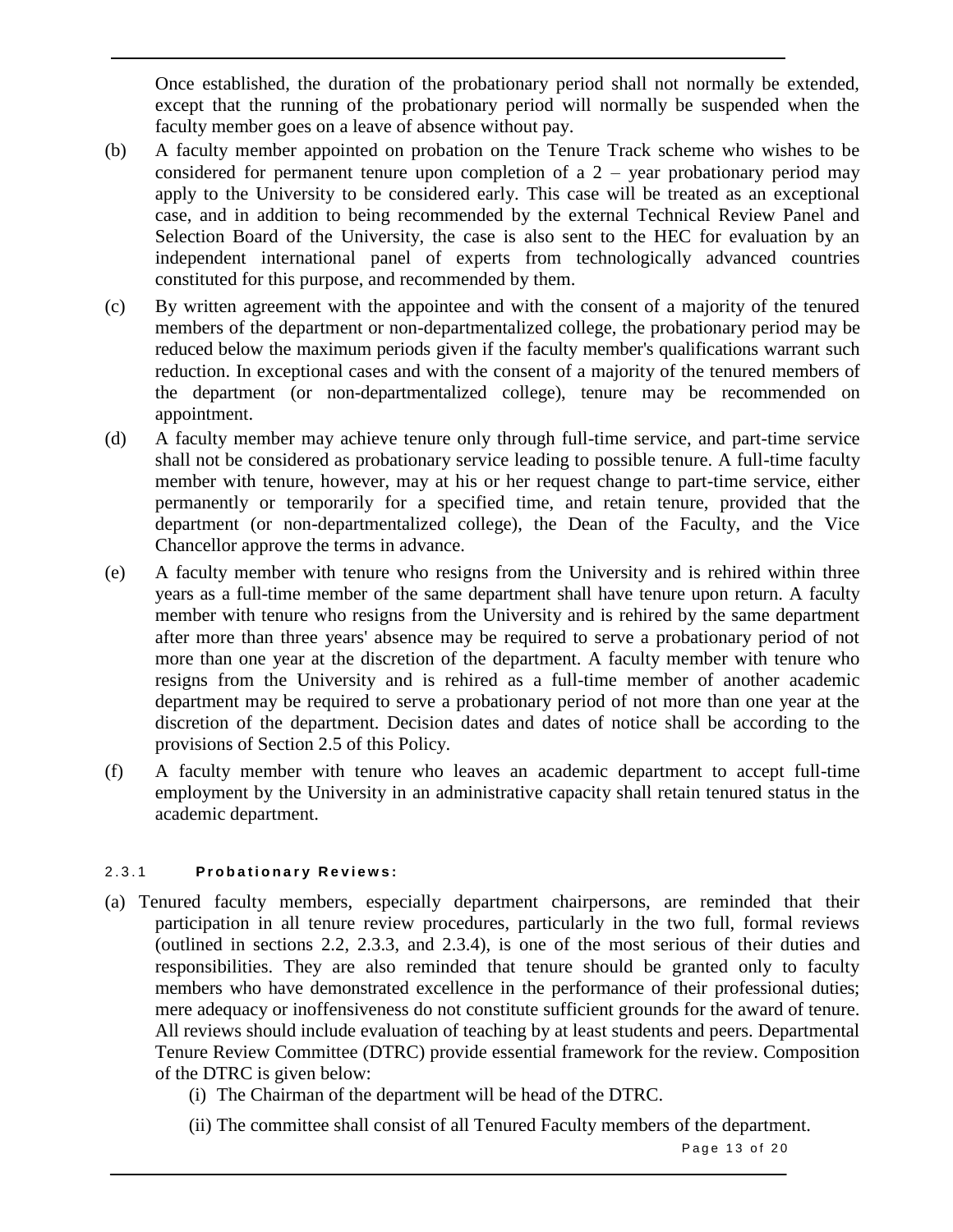Once established, the duration of the probationary period shall not normally be extended, except that the running of the probationary period will normally be suspended when the faculty member goes on a leave of absence without pay.

(b) A faculty member appointed on probation on the Tenure Track scheme who wishes to be considered for permanent tenure upon completion of a 2 – year probationary period may apply to the University to be considered early. This case will be treated as an exceptional case, and in addition to being recommended by the external Technical Review Panel and Selection Board of the University, the case is also sent to the HEC for evaluation by an independent international panel of experts from technologically advanced countries constituted for this purpose, and recommended by them.

(c) By written agreement with the appointee and with the consent of a majority of the tenured members of the department or non-departmentalized college, the probationary period may be reduced below the maximum periods given if the faculty member's qualifications warrant such reduction. In exceptional cases and with the consent of a majority of the tenured members of the department (or non-departmentalized college), tenure may be recommended on appointment.

(d) A faculty member may achieve tenure only through full-time service, and part-time service shall not be considered as probationary service leading to possible tenure. A full-time faculty member with tenure, however, may at his or her request change to part-time service, either permanently or temporarily for a specified time, and retain tenure, provided that the department (or non-departmentalized college), the Dean of the Faculty, and the Vice Chancellor approve the terms in advance.

(e) A faculty member with tenure who resigns from the University and is rehired within three years as a full-time member of the same department shall have tenure upon return. A faculty member with tenure who resigns from the University and is rehired by the same department after more than three years' absence may be required to serve a probationary period of not more than one year at the discretion of the department. A faculty member with tenure who resigns from the University and is rehired as a full-time member of another academic department may be required to serve a probationary period of not more than one year at the discretion of the department. Decision dates and dates of notice shall be according to the provisions of Section 2.5 of this Policy.

(f) A faculty member with tenure who leaves an academic department to accept full-time employment by the University in an administrative capacity shall retain tenured status in the academic department.

#### 2.3.1 **Probationary Reviews:**

(a) Tenured faculty members, especially department chairpersons, are reminded that their participation in all tenure review procedures, particularly in the two full, formal reviews (outlined in sections 2.2, 2.3.3, and 2.3.4), is one of the most serious of their duties and responsibilities. They are also reminded that tenure should be granted only to faculty members who have demonstrated excellence in the performance of their professional duties; mere adequacy or inoffensiveness do not constitute sufficient grounds for the award of tenure. All reviews should include evaluation of teaching by at least students and peers. Departmental Tenure Review Committee (DTRC) provide essential framework for the review. Composition of the DTRC is given below:

   (i) The Chairman of the department will be head of the DTRC.

   (ii) The committee shall consist of all Tenured Faculty members of the department.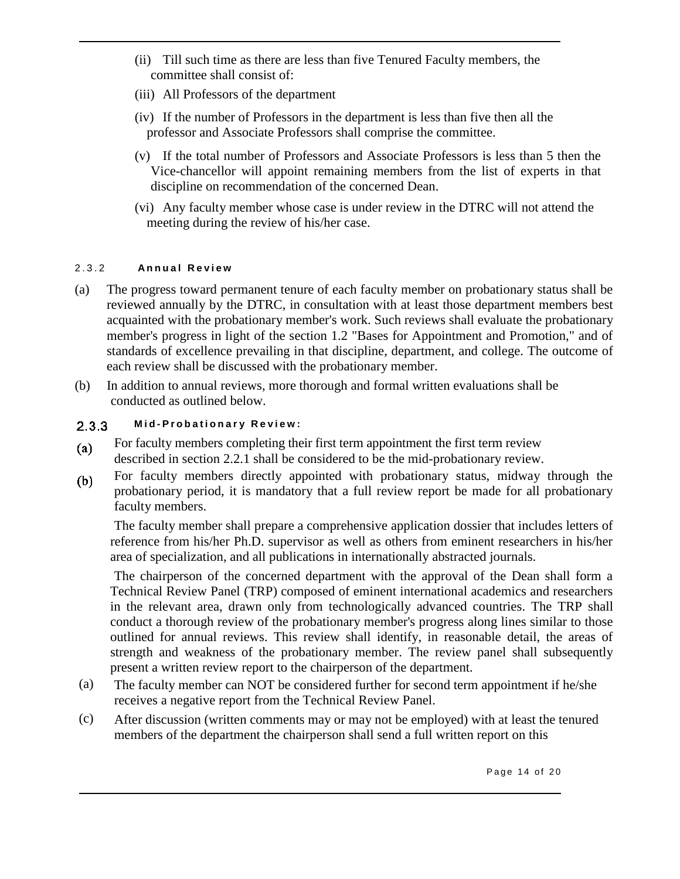(ii) Till such time as there are less than five Tenured Faculty members, the committee shall consist of:

(iii) All Professors of the department

(iv) If the number of Professors in the department is less than five then all the professor and Associate Professors shall comprise the committee.

(v) If the total number of Professors and Associate Professors is less than 5 then the Vice-chancellor will appoint remaining members from the list of experts in that discipline on recommendation of the concerned Dean.

(vi) Any faculty member whose case is under review in the DTRC will not attend the meeting during the review of his/her case.

#### 2.3.2 **Annual Review**

(a) The progress toward permanent tenure of each faculty member on probationary status shall be reviewed annually by the DTRC, in consultation with at least those department members best acquainted with the probationary member's work. Such reviews shall evaluate the probationary member's progress in light of the section 1.2 "Bases for Appointment and Promotion," and of standards of excellence prevailing in that discipline, department, and college. The outcome of each review shall be discussed with the probationary member.

(b) In addition to annual reviews, more thorough and formal written evaluations shall be conducted as outlined below.

#### 2.3.3 **Mid-Probationary Review:**

(a) For faculty members completing their first term appointment the first term review described in section 2.2.1 shall be considered to be the mid-probationary review.

(b) For faculty members directly appointed with probationary status, midway through the probationary period, it is mandatory that a full review report be made for all probationary faculty members.

The faculty member shall prepare a comprehensive application dossier that includes letters of reference from his/her Ph.D. supervisor as well as others from eminent researchers in his/her area of specialization, and all publications in internationally abstracted journals.

The chairperson of the concerned department with the approval of the Dean shall form a Technical Review Panel (TRP) composed of eminent international academics and researchers in the relevant area, drawn only from technologically advanced countries. The TRP shall conduct a thorough review of the probationary member's progress along lines similar to those outlined for annual reviews. This review shall identify, in reasonable detail, the areas of strength and weakness of the probationary member. The review panel shall subsequently present a written review report to the chairperson of the department.

(a) The faculty member can NOT be considered further for second term appointment if he/she receives a negative report from the Technical Review Panel.

(c) After discussion (written comments may or may not be employed) with at least the tenured members of the department the chairperson shall send a full written report on this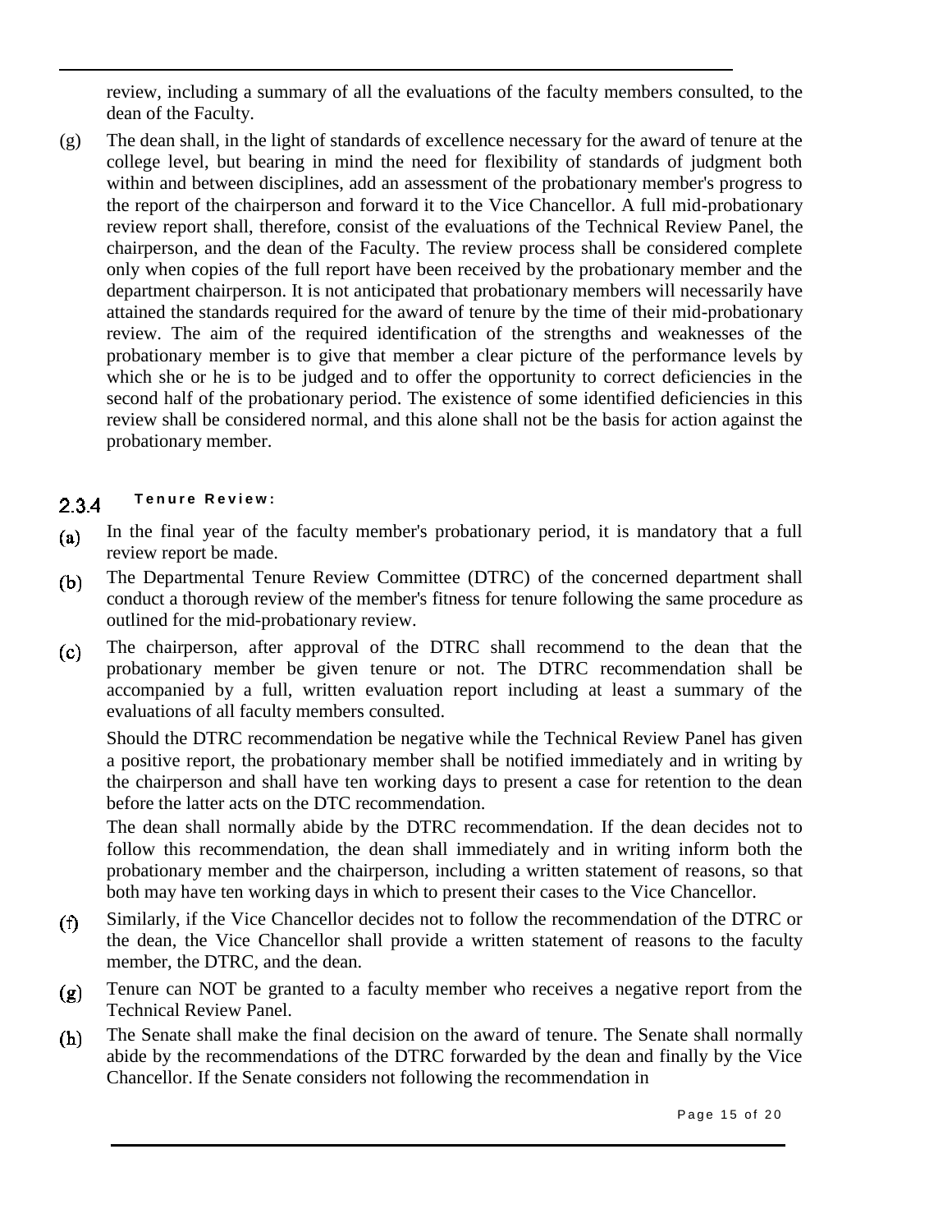review, including a summary of all the evaluations of the faculty members consulted, to the dean of the Faculty.

(g) The dean shall, in the light of standards of excellence necessary for the award of tenure at the college level, but bearing in mind the need for flexibility of standards of judgment both within and between disciplines, add an assessment of the probationary member's progress to the report of the chairperson and forward it to the Vice Chancellor. A full mid-probationary review report shall, therefore, consist of the evaluations of the Technical Review Panel, the chairperson, and the dean of the Faculty. The review process shall be considered complete only when copies of the full report have been received by the probationary member and the department chairperson. It is not anticipated that probationary members will necessarily have attained the standards required for the award of tenure by the time of their mid-probationary review. The aim of the required identification of the strengths and weaknesses of the probationary member is to give that member a clear picture of the performance levels by which she or he is to be judged and to offer the opportunity to correct deficiencies in the second half of the probationary period. The existence of some identified deficiencies in this review shall be considered normal, and this alone shall not be the basis for action against the probationary member.

### 2.3.4 Tenure Review:

(a) In the final year of the faculty member's probationary period, it is mandatory that a full review report be made.

(b) The Departmental Tenure Review Committee (DTRC) of the concerned department shall conduct a thorough review of the member's fitness for tenure following the same procedure as outlined for the mid-probationary review.

(c) The chairperson, after approval of the DTRC shall recommend to the dean that the probationary member be given tenure or not. The DTRC recommendation shall be accompanied by a full, written evaluation report including at least a summary of the evaluations of all faculty members consulted.

Should the DTRC recommendation be negative while the Technical Review Panel has given a positive report, the probationary member shall be notified immediately and in writing by the chairperson and shall have ten working days to present a case for retention to the dean before the latter acts on the DTC recommendation.

The dean shall normally abide by the DTRC recommendation. If the dean decides not to follow this recommendation, the dean shall immediately and in writing inform both the probationary member and the chairperson, including a written statement of reasons, so that both may have ten working days in which to present their cases to the Vice Chancellor.

(f) Similarly, if the Vice Chancellor decides not to follow the recommendation of the DTRC or the dean, the Vice Chancellor shall provide a written statement of reasons to the faculty member, the DTRC, and the dean.

(g) Tenure can NOT be granted to a faculty member who receives a negative report from the Technical Review Panel.

(h) The Senate shall make the final decision on the award of tenure. The Senate shall normally abide by the recommendations of the DTRC forwarded by the dean and finally by the Vice Chancellor. If the Senate considers not following the recommendation in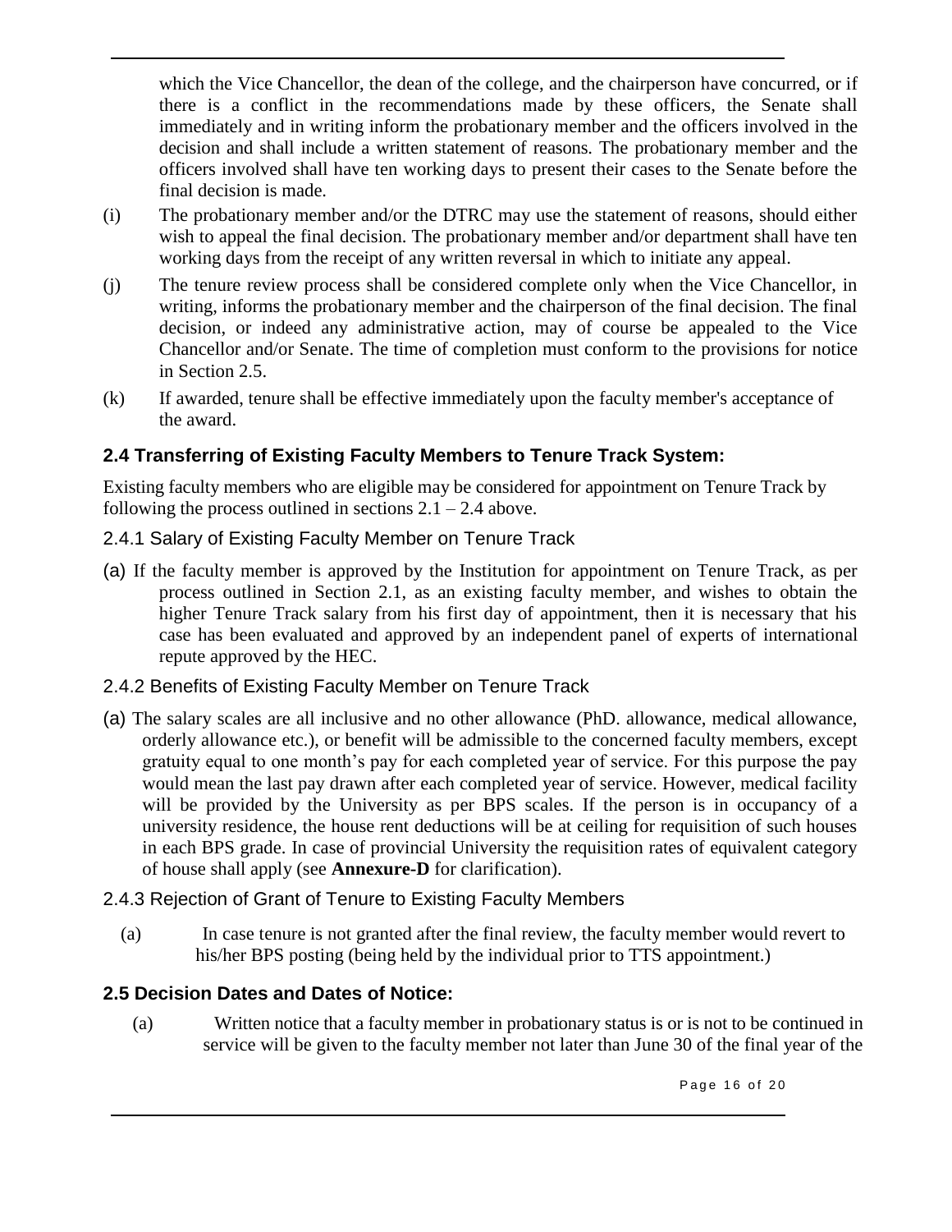which the Vice Chancellor, the dean of the college, and the chairperson have concurred, or if there is a conflict in the recommendations made by these officers, the Senate shall immediately and in writing inform the probationary member and the officers involved in the decision and shall include a written statement of reasons. The probationary member and the officers involved shall have ten working days to present their cases to the Senate before the final decision is made.

(i) The probationary member and/or the DTRC may use the statement of reasons, should either wish to appeal the final decision. The probationary member and/or department shall have ten working days from the receipt of any written reversal in which to initiate any appeal.

(j) The tenure review process shall be considered complete only when the Vice Chancellor, in writing, informs the probationary member and the chairperson of the final decision. The final decision, or indeed any administrative action, may of course be appealed to the Vice Chancellor and/or Senate. The time of completion must conform to the provisions for notice in Section 2.5.

(k) If awarded, tenure shall be effective immediately upon the faculty member's acceptance of the award.

## 2.4 Transferring of Existing Faculty Members to Tenure Track System:

Existing faculty members who are eligible may be considered for appointment on Tenure Track by following the process outlined in sections 2.1 – 2.4 above.

### 2.4.1 Salary of Existing Faculty Member on Tenure Track

(a) If the faculty member is approved by the Institution for appointment on Tenure Track, as per process outlined in Section 2.1, as an existing faculty member, and wishes to obtain the higher Tenure Track salary from his first day of appointment, then it is necessary that his case has been evaluated and approved by an independent panel of experts of international repute approved by the HEC.

### 2.4.2 Benefits of Existing Faculty Member on Tenure Track

(a) The salary scales are all inclusive and no other allowance (PhD. allowance, medical allowance, orderly allowance etc.), or benefit will be admissible to the concerned faculty members, except gratuity equal to one month's pay for each completed year of service. For this purpose the pay would mean the last pay drawn after each completed year of service. However, medical facility will be provided by the University as per BPS scales. If the person is in occupancy of a university residence, the house rent deductions will be at ceiling for requisition of such houses in each BPS grade. In case of provincial University the requisition rates of equivalent category of house shall apply (see **Annexure-D** for clarification).

### 2.4.3 Rejection of Grant of Tenure to Existing Faculty Members

(a) In case tenure is not granted after the final review, the faculty member would revert to his/her BPS posting (being held by the individual prior to TTS appointment.)

## 2.5 Decision Dates and Dates of Notice:

(a) Written notice that a faculty member in probationary status is or is not to be continued in service will be given to the faculty member not later than June 30 of the final year of the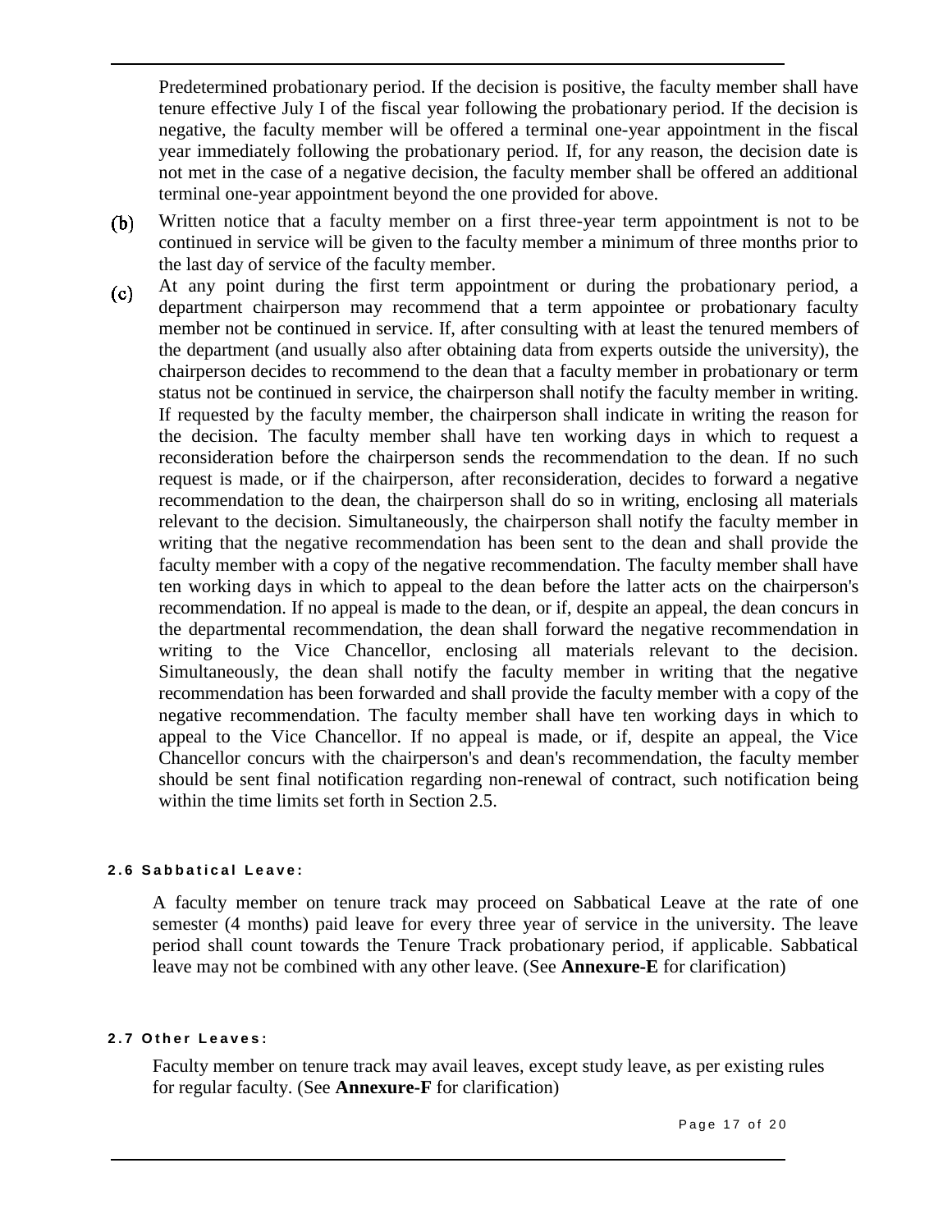Predetermined probationary period. If the decision is positive, the faculty member shall have tenure effective July I of the fiscal year following the probationary period. If the decision is negative, the faculty member will be offered a terminal one-year appointment in the fiscal year immediately following the probationary period. If, for any reason, the decision date is not met in the case of a negative decision, the faculty member shall be offered an additional terminal one-year appointment beyond the one provided for above.

(b) Written notice that a faculty member on a first three-year term appointment is not to be continued in service will be given to the faculty member a minimum of three months prior to the last day of service of the faculty member.

(c) At any point during the first term appointment or during the probationary period, a department chairperson may recommend that a term appointee or probationary faculty member not be continued in service. If, after consulting with at least the tenured members of the department (and usually also after obtaining data from experts outside the university), the chairperson decides to recommend to the dean that a faculty member in probationary or term status not be continued in service, the chairperson shall notify the faculty member in writing. If requested by the faculty member, the chairperson shall indicate in writing the reason for the decision. The faculty member shall have ten working days in which to request a reconsideration before the chairperson sends the recommendation to the dean. If no such request is made, or if the chairperson, after reconsideration, decides to forward a negative recommendation to the dean, the chairperson shall do so in writing, enclosing all materials relevant to the decision. Simultaneously, the chairperson shall notify the faculty member in writing that the negative recommendation has been sent to the dean and shall provide the faculty member with a copy of the negative recommendation. The faculty member shall have ten working days in which to appeal to the dean before the latter acts on the chairperson's recommendation. If no appeal is made to the dean, or if, despite an appeal, the dean concurs in the departmental recommendation, the dean shall forward the negative recommendation in writing to the Vice Chancellor, enclosing all materials relevant to the decision. Simultaneously, the dean shall notify the faculty member in writing that the negative recommendation has been forwarded and shall provide the faculty member with a copy of the negative recommendation. The faculty member shall have ten working days in which to appeal to the Vice Chancellor. If no appeal is made, or if, despite an appeal, the Vice Chancellor concurs with the chairperson's and dean's recommendation, the faculty member should be sent final notification regarding non-renewal of contract, such notification being within the time limits set forth in Section 2.5.

#### 2.6 Sabbatical Leave:

A faculty member on tenure track may proceed on Sabbatical Leave at the rate of one semester (4 months) paid leave for every three year of service in the university. The leave period shall count towards the Tenure Track probationary period, if applicable. Sabbatical leave may not be combined with any other leave. (See **Annexure-E** for clarification)

#### 2.7 Other Leaves:

Faculty member on tenure track may avail leaves, except study leave, as per existing rules for regular faculty. (See **Annexure-F** for clarification)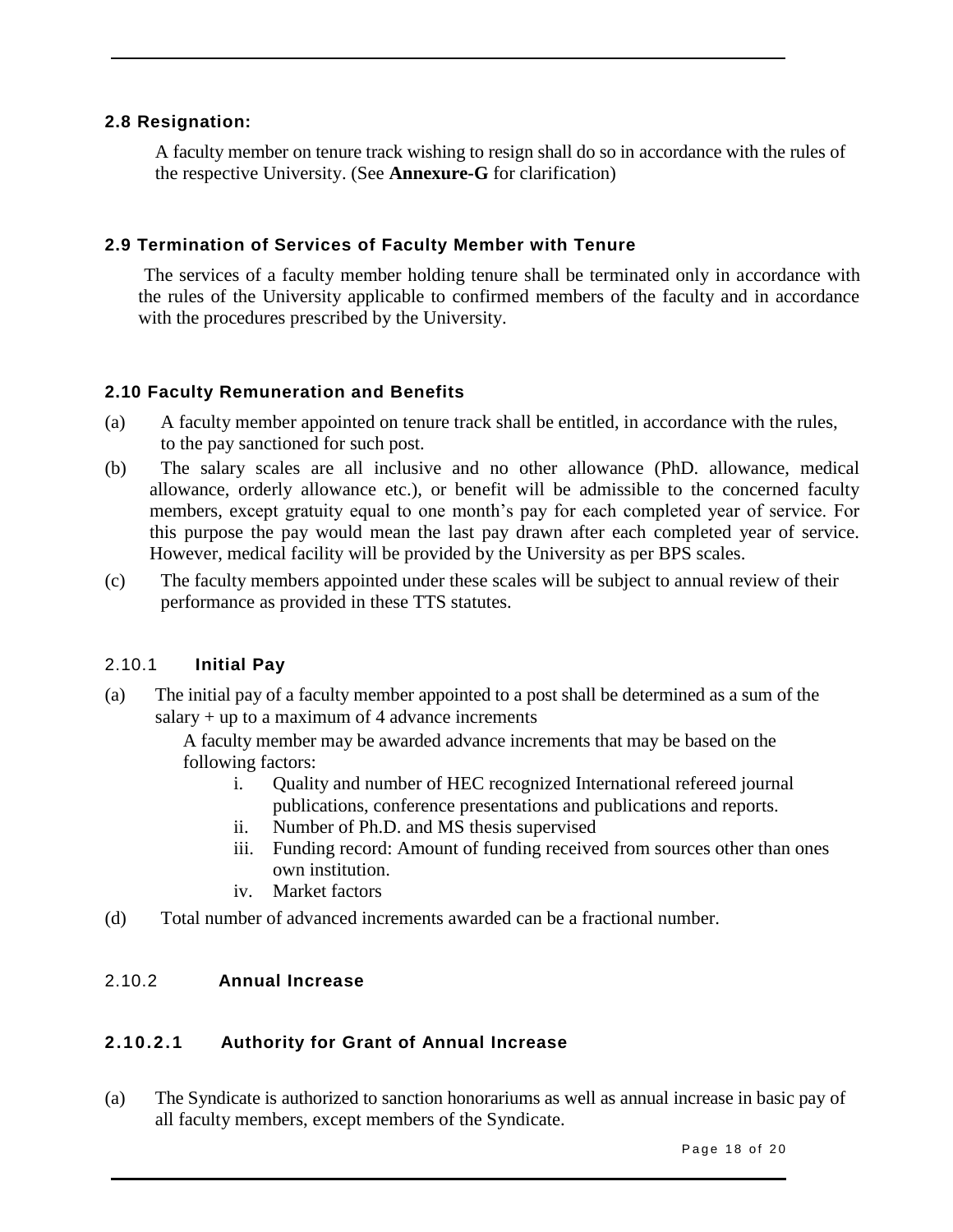### 2.8 Resignation:

A faculty member on tenure track wishing to resign shall do so in accordance with the rules of the respective University. (See **Annexure-G** for clarification)

### 2.9 Termination of Services of Faculty Member with Tenure

The services of a faculty member holding tenure shall be terminated only in accordance with the rules of the University applicable to confirmed members of the faculty and in accordance with the procedures prescribed by the University.

### 2.10 Faculty Remuneration and Benefits

(a) A faculty member appointed on tenure track shall be entitled, in accordance with the rules, to the pay sanctioned for such post.

(b) The salary scales are all inclusive and no other allowance (PhD. allowance, medical allowance, orderly allowance etc.), or benefit will be admissible to the concerned faculty members, except gratuity equal to one month's pay for each completed year of service. For this purpose the pay would mean the last pay drawn after each completed year of service. However, medical facility will be provided by the University as per BPS scales.

(c) The faculty members appointed under these scales will be subject to annual review of their performance as provided in these TTS statutes.

#### 2.10.1 Initial Pay

(a) The initial pay of a faculty member appointed to a post shall be determined as a sum of the salary + up to a maximum of 4 advance increments

A faculty member may be awarded advance increments that may be based on the following factors:

i. Quality and number of HEC recognized International refereed journal publications, conference presentations and publications and reports.
ii. Number of Ph.D. and MS thesis supervised
iii. Funding record: Amount of funding received from sources other than ones own institution.
iv. Market factors

(d) Total number of advanced increments awarded can be a fractional number.

#### 2.10.2 Annual Increase

##### 2.10.2.1 Authority for Grant of Annual Increase

(a) The Syndicate is authorized to sanction honorariums as well as annual increase in basic pay of all faculty members, except members of the Syndicate.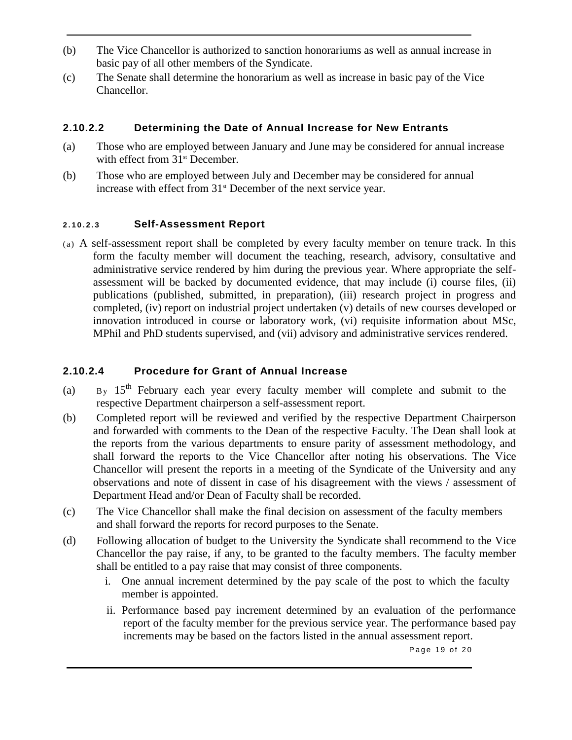(b) The Vice Chancellor is authorized to sanction honorariums as well as annual increase in basic pay of all other members of the Syndicate.

(c) The Senate shall determine the honorarium as well as increase in basic pay of the Vice Chancellor.

### 2.10.2.2 Determining the Date of Annual Increase for New Entrants

(a) Those who are employed between January and June may be considered for annual increase with effect from 31st December.

(b) Those who are employed between July and December may be considered for annual increase with effect from 31st December of the next service year.

### 2.10.2.3 Self-Assessment Report

(a) A self-assessment report shall be completed by every faculty member on tenure track. In this form the faculty member will document the teaching, research, advisory, consultative and administrative service rendered by him during the previous year. Where appropriate the self-assessment will be backed by documented evidence, that may include (i) course files, (ii) publications (published, submitted, in preparation), (iii) research project in progress and completed, (iv) report on industrial project undertaken (v) details of new courses developed or innovation introduced in course or laboratory work, (vi) requisite information about MSc, MPhil and PhD students supervised, and (vii) advisory and administrative services rendered.

### 2.10.2.4 Procedure for Grant of Annual Increase

(a) By 15th February each year every faculty member will complete and submit to the respective Department chairperson a self-assessment report.

(b) Completed report will be reviewed and verified by the respective Department Chairperson and forwarded with comments to the Dean of the respective Faculty. The Dean shall look at the reports from the various departments to ensure parity of assessment methodology, and shall forward the reports to the Vice Chancellor after noting his observations. The Vice Chancellor will present the reports in a meeting of the Syndicate of the University and any observations and note of dissent in case of his disagreement with the views / assessment of Department Head and/or Dean of Faculty shall be recorded.

(c) The Vice Chancellor shall make the final decision on assessment of the faculty members and shall forward the reports for record purposes to the Senate.

(d) Following allocation of budget to the University the Syndicate shall recommend to the Vice Chancellor the pay raise, if any, to be granted to the faculty members. The faculty member shall be entitled to a pay raise that may consist of three components.

    i. One annual increment determined by the pay scale of the post to which the faculty member is appointed.

    ii. Performance based pay increment determined by an evaluation of the performance report of the faculty member for the previous service year. The performance based pay increments may be based on the factors listed in the annual assessment report.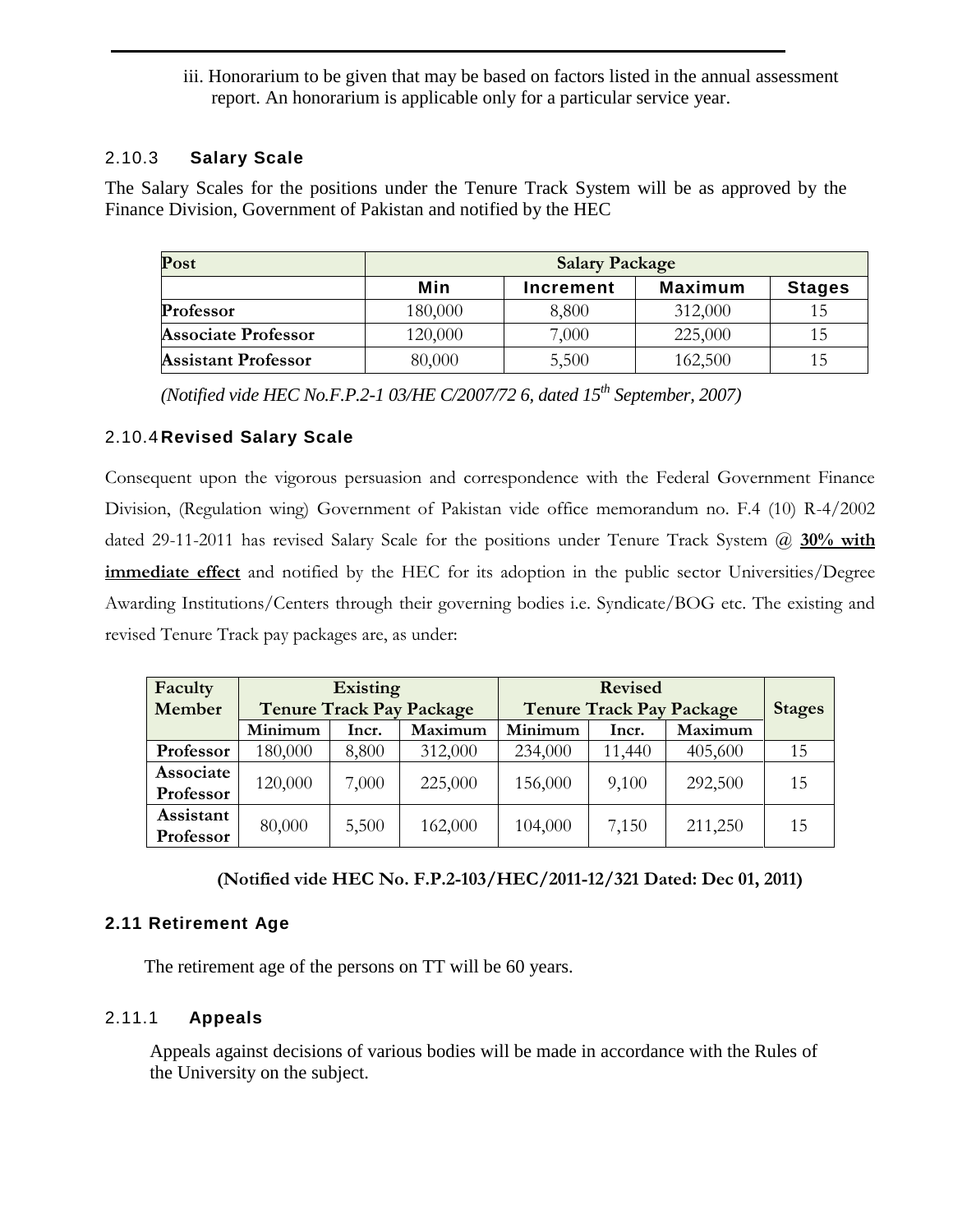iii. Honorarium to be given that may be based on factors listed in the annual assessment report. An honorarium is applicable only for a particular service year.

### 2.10.3 Salary Scale

The Salary Scales for the positions under the Tenure Track System will be as approved by the Finance Division, Government of Pakistan and notified by the HEC

| Post | Salary Package | | | |
|---|---|---|---|---|
| | Min | Increment | Maximum | Stages |
| Professor | 180,000 | 8,800 | 312,000 | 15 |
| Associate Professor | 120,000 | 7,000 | 225,000 | 15 |
| Assistant Professor | 80,000 | 5,500 | 162,500 | 15 |

*(Notified vide HEC No.F.P.2-1 03/HE C/2007/72 6, dated 15th September, 2007)*

### 2.10.4 Revised Salary Scale

Consequent upon the vigorous persuasion and correspondence with the Federal Government Finance Division, (Regulation wing) Government of Pakistan vide office memorandum no. F.4 (10) R-4/2002 dated 29-11-2011 has revised Salary Scale for the positions under Tenure Track System @ **30% with immediate effect** and notified by the HEC for its adoption in the public sector Universities/Degree Awarding Institutions/Centers through their governing bodies i.e. Syndicate/BOG etc. The existing and revised Tenure Track pay packages are, as under:

| Faculty Member | Existing Tenure Track Pay Package | | | Revised Tenure Track Pay Package | | | Stages |
|---|---|---|---|---|---|---|---|
| | Minimum | Incr. | Maximum | Minimum | Incr. | Maximum | |
| **Professor** | 180,000 | 8,800 | 312,000 | 234,000 | 11,440 | 405,600 | 15 |
| **Associate Professor** | 120,000 | 7,000 | 225,000 | 156,000 | 9,100 | 292,500 | 15 |
| **Assistant Professor** | 80,000 | 5,500 | 162,000 | 104,000 | 7,150 | 211,250 | 15 |

**(Notified vide HEC No. F.P.2-103/HEC/2011-12/321 Dated: Dec 01, 2011)**

## 2.11 Retirement Age

The retirement age of the persons on TT will be 60 years.

### 2.11.1 Appeals

Appeals against decisions of various bodies will be made in accordance with the Rules of the University on the subject.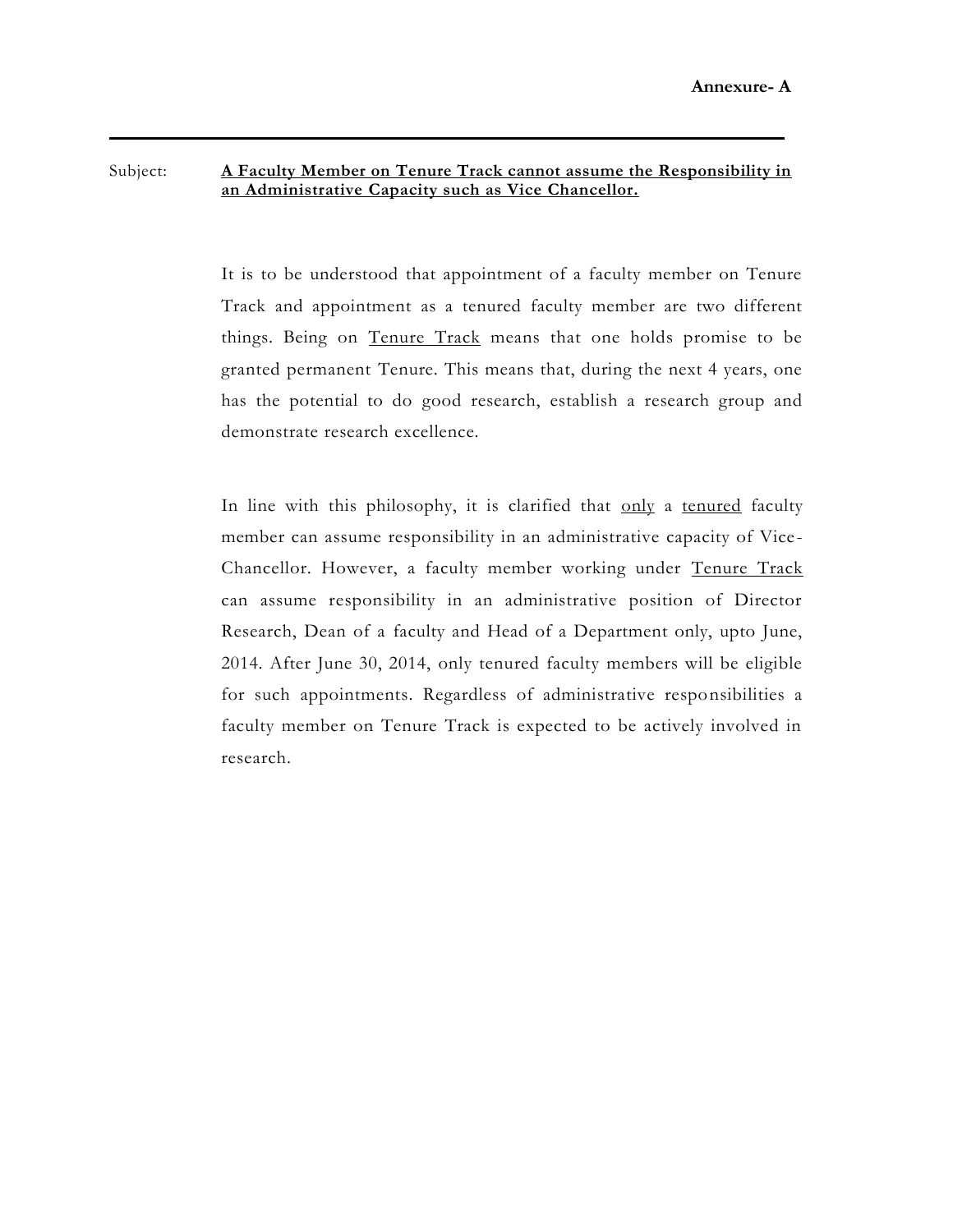**Annexure- A**

---

Subject: **A Faculty Member on Tenure Track cannot assume the Responsibility in an Administrative Capacity such as Vice Chancellor.**

It is to be understood that appointment of a faculty member on Tenure Track and appointment as a tenured faculty member are two different things. Being on Tenure Track means that one holds promise to be granted permanent Tenure. This means that, during the next 4 years, one has the potential to do good research, establish a research group and demonstrate research excellence.

In line with this philosophy, it is clarified that only a tenured faculty member can assume responsibility in an administrative capacity of Vice-Chancellor. However, a faculty member working under Tenure Track can assume responsibility in an administrative position of Director Research, Dean of a faculty and Head of a Department only, upto June, 2014. After June 30, 2014, only tenured faculty members will be eligible for such appointments. Regardless of administrative responsibilities a faculty member on Tenure Track is expected to be actively involved in research.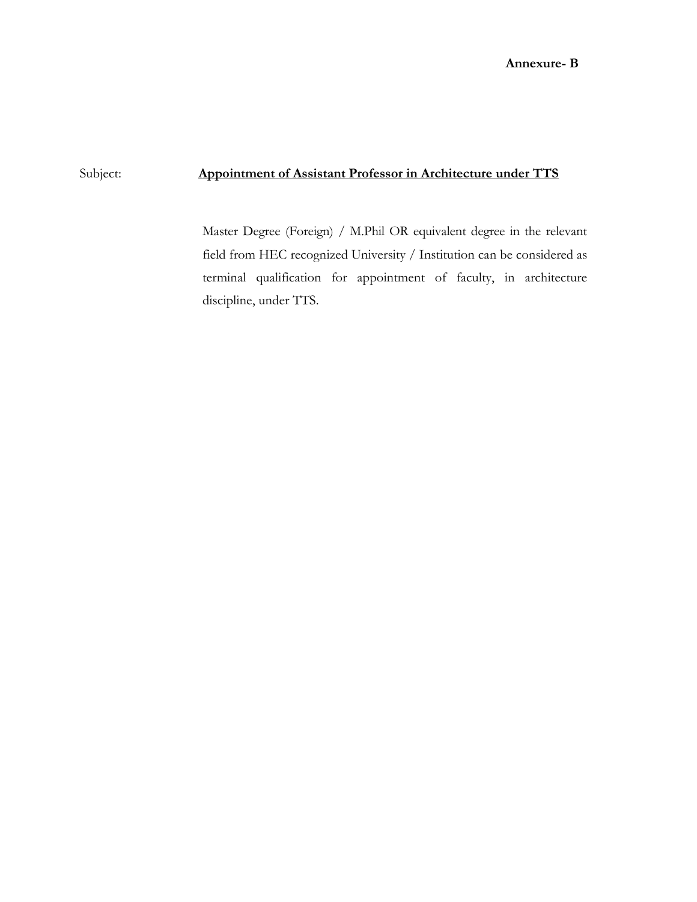**Annexure- B**

Subject: **<u>Appointment of Assistant Professor in Architecture under TTS</u>**

Master Degree (Foreign) / M.Phil OR equivalent degree in the relevant field from HEC recognized University / Institution can be considered as terminal qualification for appointment of faculty, in architecture discipline, under TTS.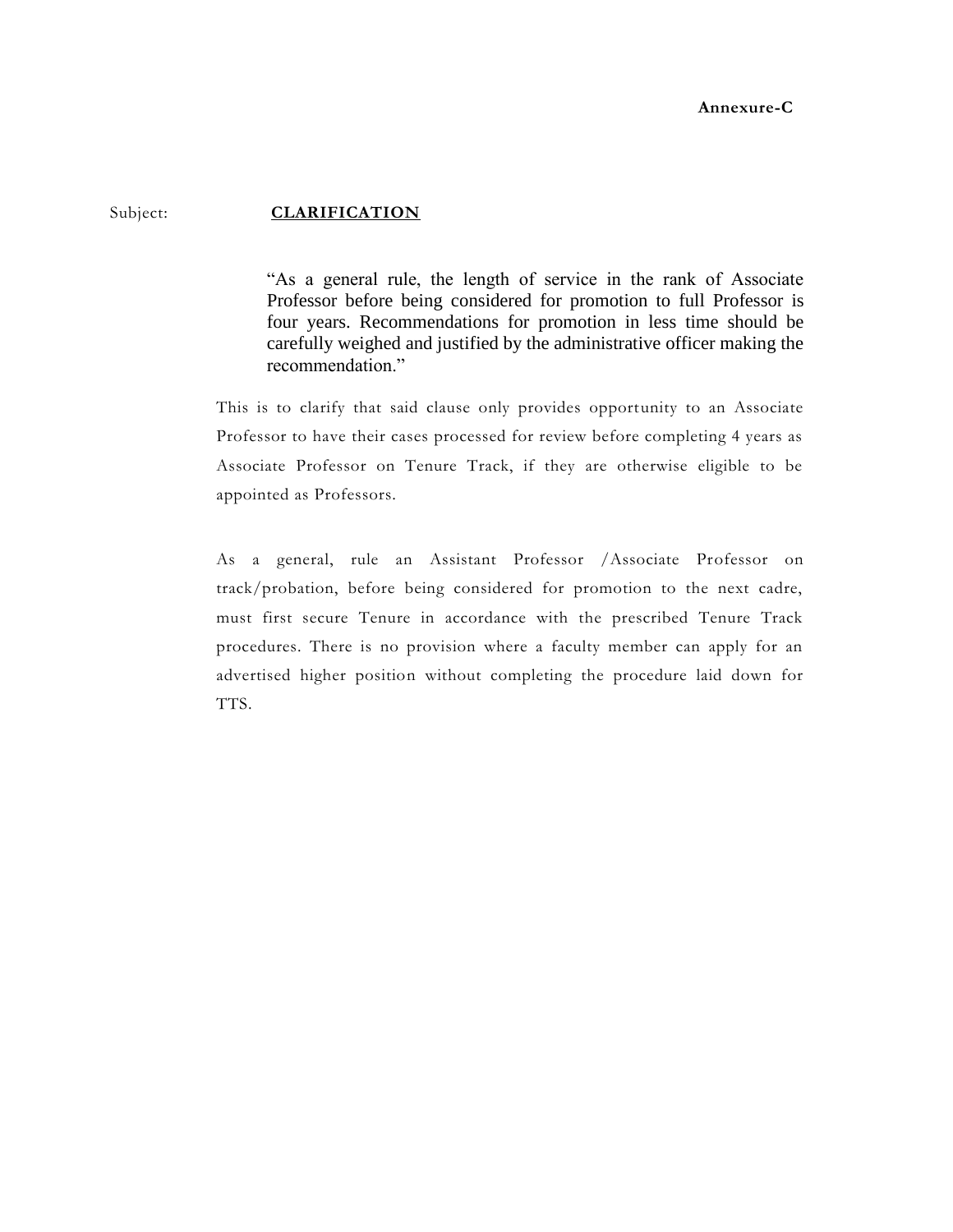**Annexure-C**

Subject: **<u>CLARIFICATION</u>**

> "As a general rule, the length of service in the rank of Associate Professor before being considered for promotion to full Professor is four years. Recommendations for promotion in less time should be carefully weighed and justified by the administrative officer making the recommendation."

This is to clarify that said clause only provides opportunity to an Associate Professor to have their cases processed for review before completing 4 years as Associate Professor on Tenure Track, if they are otherwise eligible to be appointed as Professors.

As a general, rule an Assistant Professor /Associate Professor on track/probation, before being considered for promotion to the next cadre, must first secure Tenure in accordance with the prescribed Tenure Track procedures. There is no provision where a faculty member can apply for an advertised higher position without completing the procedure laid down for TTS.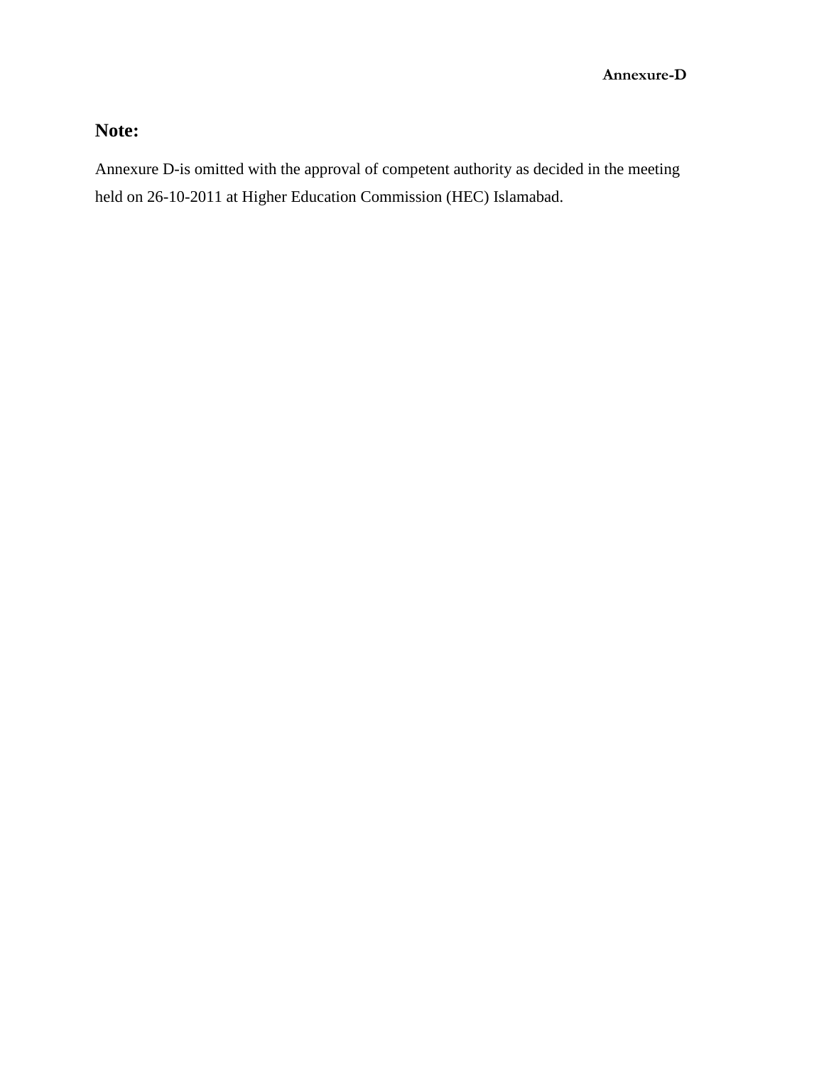**Annexure-D**

## Note:

Annexure D-is omitted with the approval of competent authority as decided in the meeting held on 26-10-2011 at Higher Education Commission (HEC) Islamabad.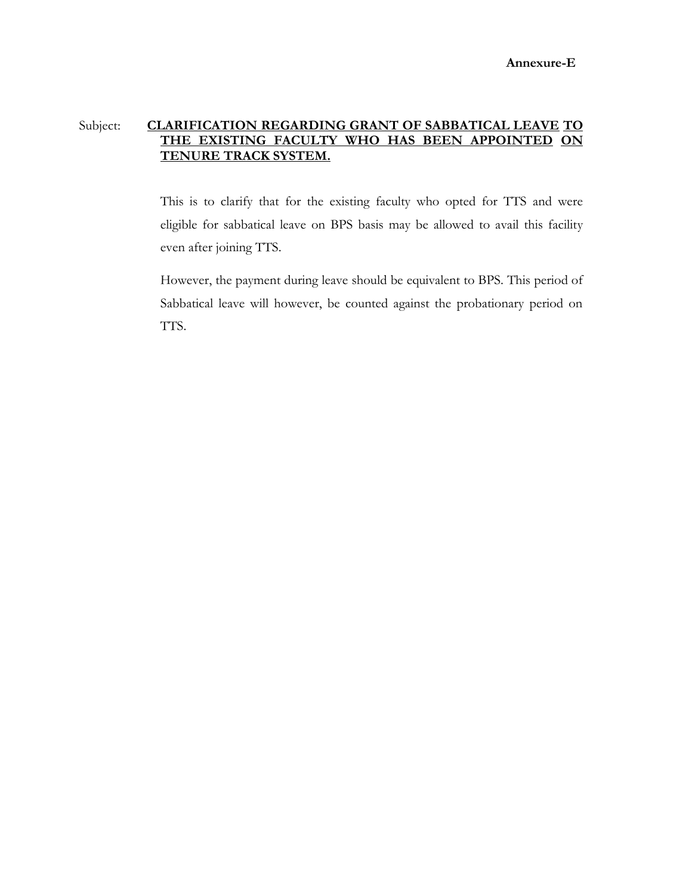**Annexure-E**

Subject: **CLARIFICATION REGARDING GRANT OF SABBATICAL LEAVE TO THE EXISTING FACULTY WHO HAS BEEN APPOINTED ON TENURE TRACK SYSTEM.**

This is to clarify that for the existing faculty who opted for TTS and were eligible for sabbatical leave on BPS basis may be allowed to avail this facility even after joining TTS.

However, the payment during leave should be equivalent to BPS. This period of Sabbatical leave will however, be counted against the probationary period on TTS.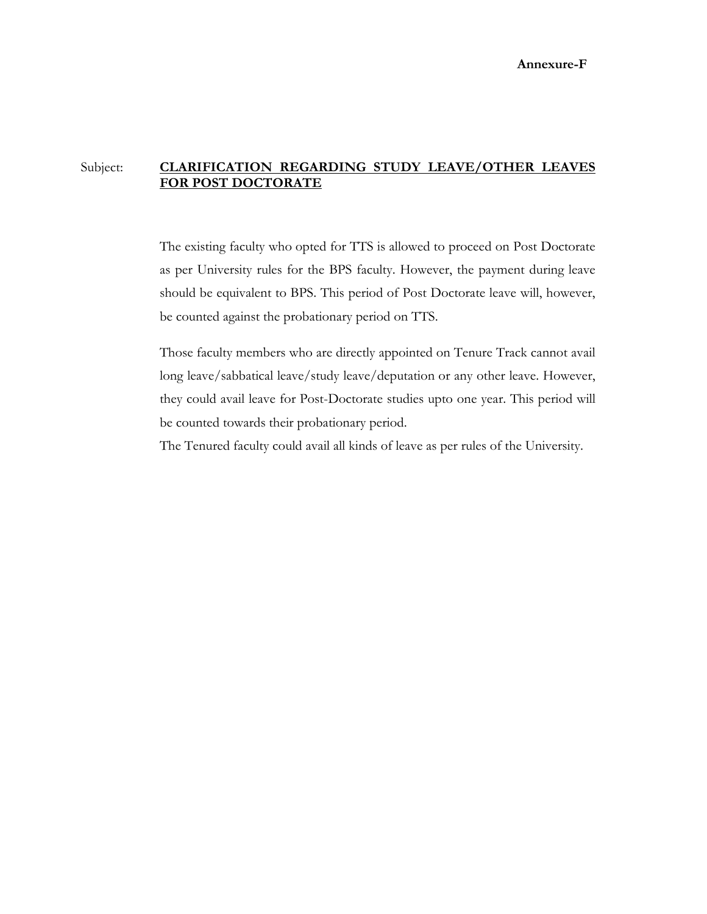**Annexure-F**

Subject: **<u>CLARIFICATION REGARDING STUDY LEAVE/OTHER LEAVES FOR POST DOCTORATE</u>**

The existing faculty who opted for TTS is allowed to proceed on Post Doctorate as per University rules for the BPS faculty. However, the payment during leave should be equivalent to BPS. This period of Post Doctorate leave will, however, be counted against the probationary period on TTS.

Those faculty members who are directly appointed on Tenure Track cannot avail long leave/sabbatical leave/study leave/deputation or any other leave. However, they could avail leave for Post-Doctorate studies upto one year. This period will be counted towards their probationary period.

The Tenured faculty could avail all kinds of leave as per rules of the University.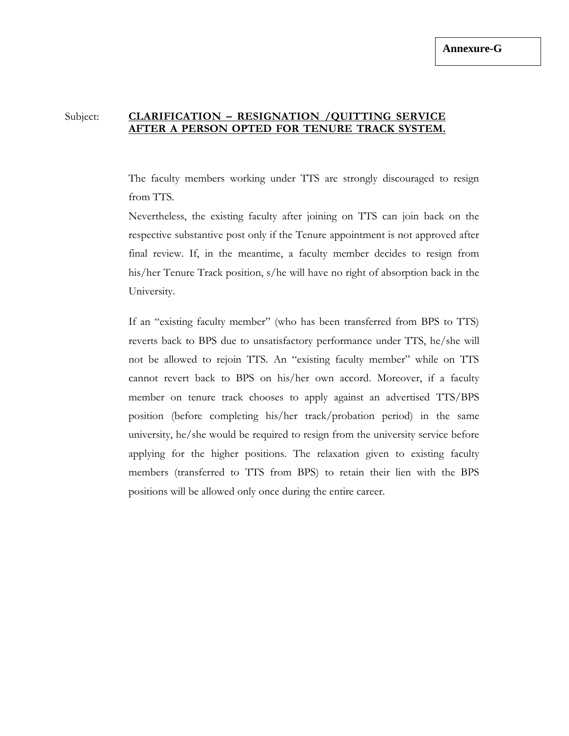**Annexure-G**

Subject: **CLARIFICATION – RESIGNATION /QUITTING SERVICE AFTER A PERSON OPTED FOR TENURE TRACK SYSTEM.**

The faculty members working under TTS are strongly discouraged to resign from TTS.

Nevertheless, the existing faculty after joining on TTS can join back on the respective substantive post only if the Tenure appointment is not approved after final review. If, in the meantime, a faculty member decides to resign from his/her Tenure Track position, s/he will have no right of absorption back in the University.

If an "existing faculty member" (who has been transferred from BPS to TTS) reverts back to BPS due to unsatisfactory performance under TTS, he/she will not be allowed to rejoin TTS. An "existing faculty member" while on TTS cannot revert back to BPS on his/her own accord. Moreover, if a faculty member on tenure track chooses to apply against an advertised TTS/BPS position (before completing his/her track/probation period) in the same university, he/she would be required to resign from the university service before applying for the higher positions. The relaxation given to existing faculty members (transferred to TTS from BPS) to retain their lien with the BPS positions will be allowed only once during the entire career.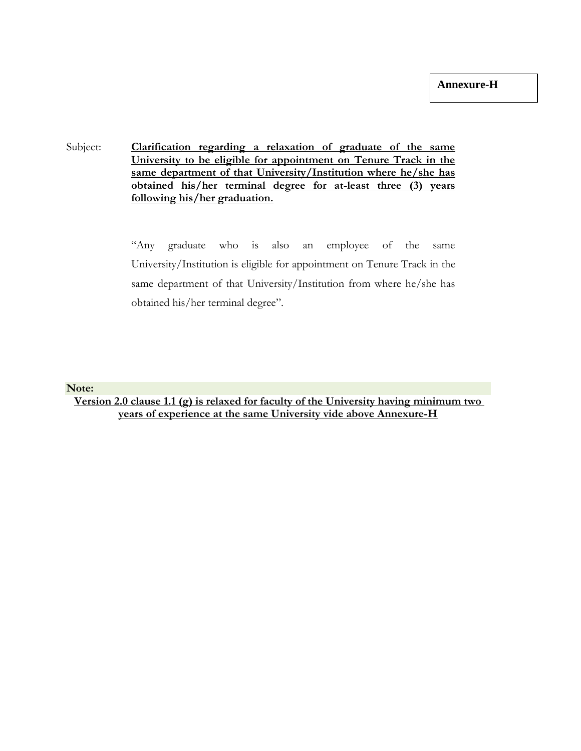**Annexure-H**

Subject: **<u>Clarification regarding a relaxation of graduate of the same University to be eligible for appointment on Tenure Track in the same department of that University/Institution where he/she has obtained his/her terminal degree for at-least three (3) years following his/her graduation.</u>**

"Any graduate who is also an employee of the same University/Institution is eligible for appointment on Tenure Track in the same department of that University/Institution from where he/she has obtained his/her terminal degree".

**Note:**

**<u>Version 2.0 clause 1.1 (g) is relaxed for faculty of the University having minimum two years of experience at the same University vide above Annexure-H</u>**